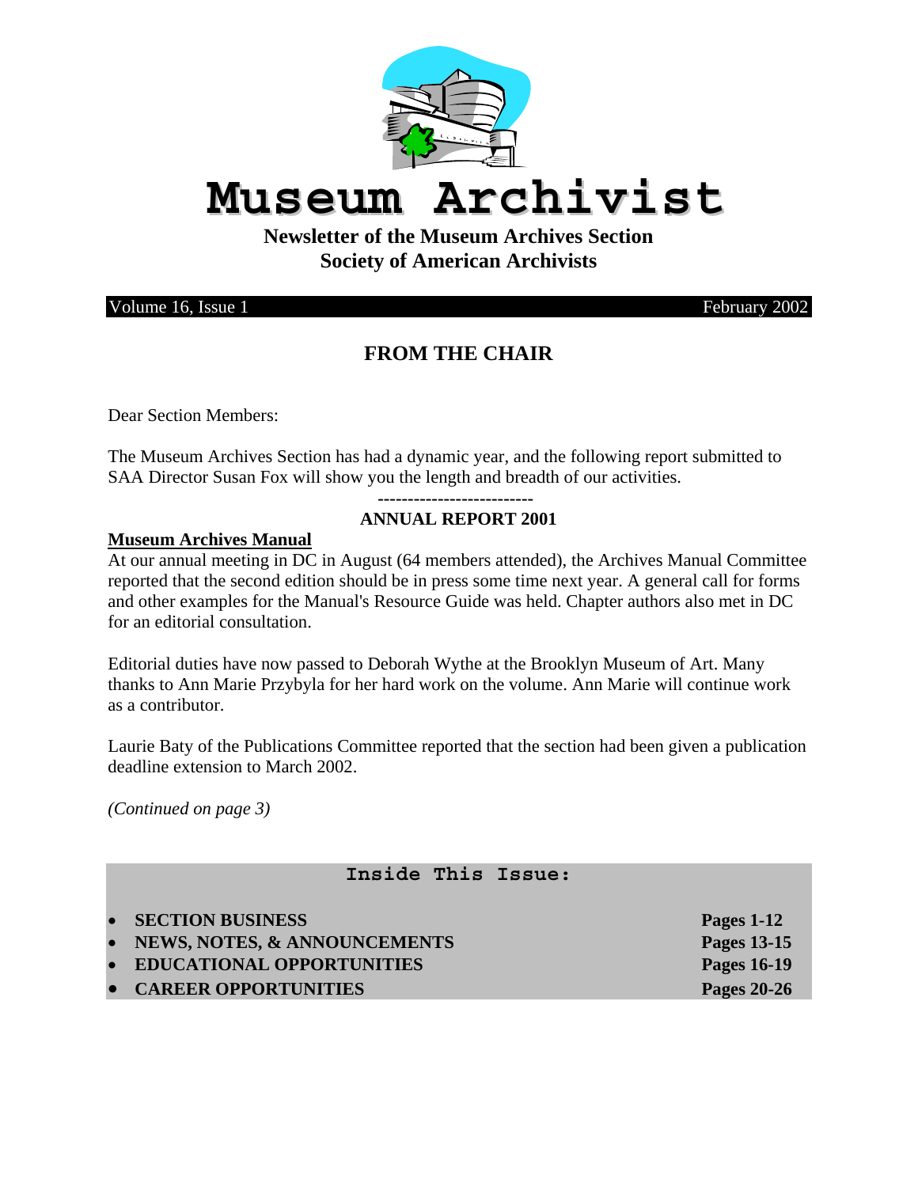# Museum Archivist

**Newsletter of the Museum Archives Section**
**Society of American Archivists**

Volume 16, Issue 1 February 2002

## FROM THE CHAIR

Dear Section Members:

The Museum Archives Section has had a dynamic year, and the following report submitted to SAA Director Susan Fox will show you the length and breadth of our activities.

**-------------------------**

**ANNUAL REPORT 2001**

**Museum Archives Manual**

At our annual meeting in DC in August (64 members attended), the Archives Manual Committee reported that the second edition should be in press some time next year. A general call for forms and other examples for the Manual's Resource Guide was held. Chapter authors also met in DC for an editorial consultation.

Editorial duties have now passed to Deborah Wythe at the Brooklyn Museum of Art. Many thanks to Ann Marie Przybyla for her hard work on the volume. Ann Marie will continue work as a contributor.

Laurie Baty of the Publications Committee reported that the section had been given a publication deadline extension to March 2002.

*(Continued on page 3)*

**Inside This Issue:**

- **SECTION BUSINESS** — **Pages 1-12**
- **NEWS, NOTES, & ANNOUNCEMENTS** — **Pages 13-15**
- **EDUCATIONAL OPPORTUNITIES** — **Pages 16-19**
- **CAREER OPPORTUNITIES** — **Pages 20-26**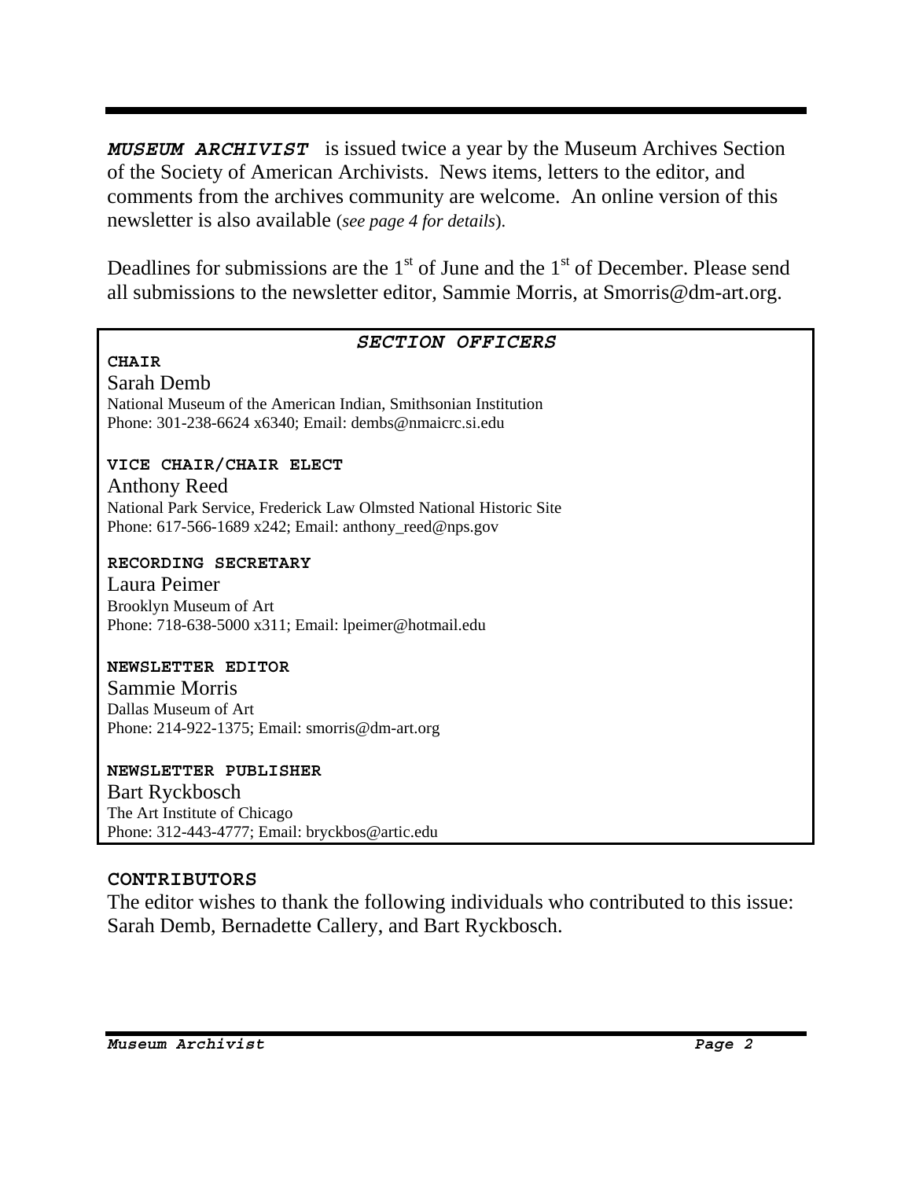***MUSEUM ARCHIVIST*** is issued twice a year by the Museum Archives Section of the Society of American Archivists. News items, letters to the editor, and comments from the archives community are welcome. An online version of this newsletter is also available (*see page 4 for details*).

Deadlines for submissions are the 1st of June and the 1st of December. Please send all submissions to the newsletter editor, Sammie Morris, at Smorris@dm-art.org.

## *SECTION OFFICERS*

**CHAIR**
Sarah Demb
National Museum of the American Indian, Smithsonian Institution
Phone: 301-238-6624 x6340; Email: dembs@nmaicrc.si.edu

**VICE CHAIR/CHAIR ELECT**
Anthony Reed
National Park Service, Frederick Law Olmsted National Historic Site
Phone: 617-566-1689 x242; Email: anthony_reed@nps.gov

**RECORDING SECRETARY**
Laura Peimer
Brooklyn Museum of Art
Phone: 718-638-5000 x311; Email: lpeimer@hotmail.edu

**NEWSLETTER EDITOR**
Sammie Morris
Dallas Museum of Art
Phone: 214-922-1375; Email: smorris@dm-art.org

**NEWSLETTER PUBLISHER**
Bart Ryckbosch
The Art Institute of Chicago
Phone: 312-443-4777; Email: bryckbos@artic.edu

**CONTRIBUTORS**
The editor wishes to thank the following individuals who contributed to this issue: Sarah Demb, Bernadette Callery, and Bart Ryckbosch.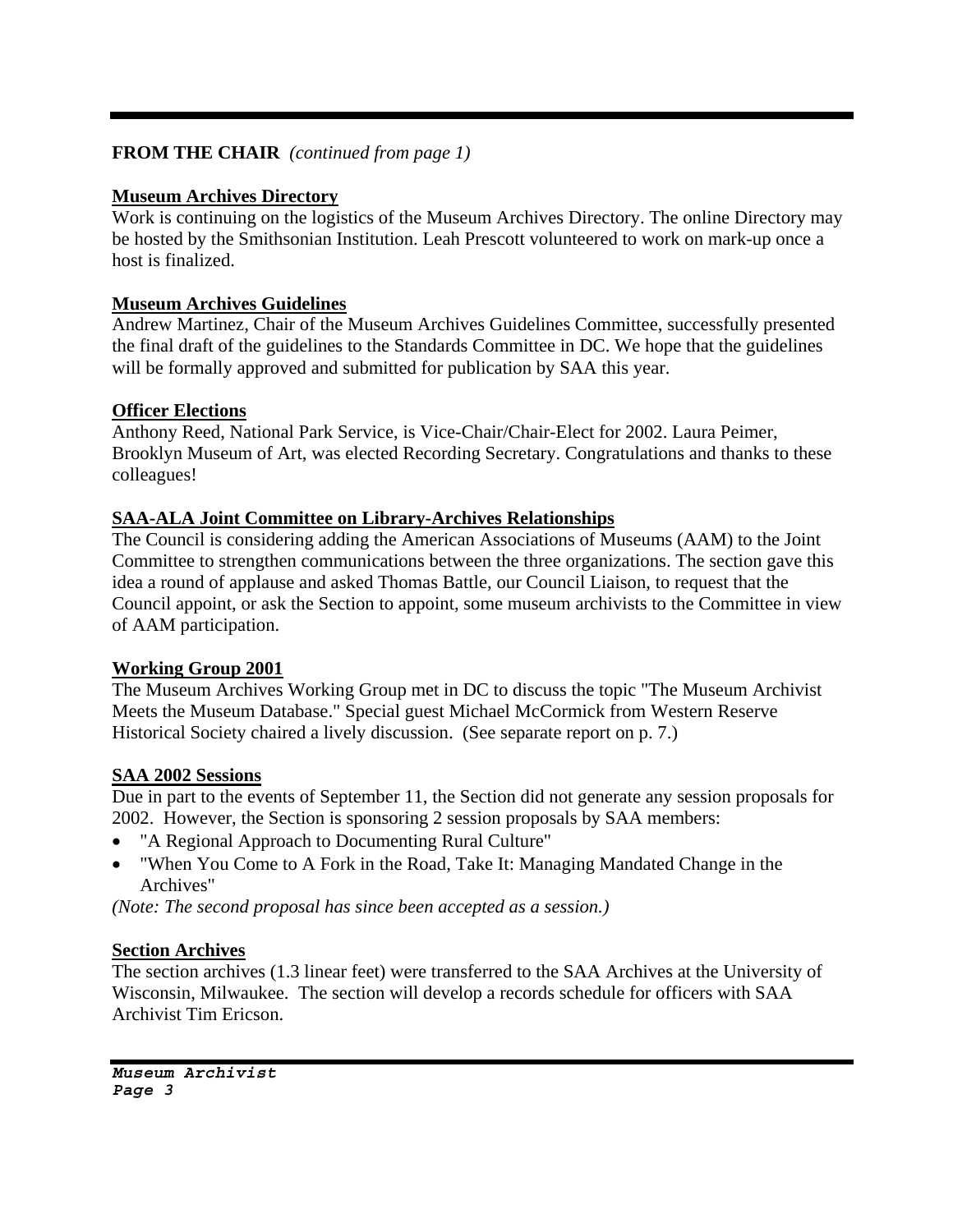**FROM THE CHAIR** *(continued from page 1)*

**Museum Archives Directory**

Work is continuing on the logistics of the Museum Archives Directory. The online Directory may be hosted by the Smithsonian Institution. Leah Prescott volunteered to work on mark-up once a host is finalized.

**Museum Archives Guidelines**

Andrew Martinez, Chair of the Museum Archives Guidelines Committee, successfully presented the final draft of the guidelines to the Standards Committee in DC. We hope that the guidelines will be formally approved and submitted for publication by SAA this year.

**Officer Elections**

Anthony Reed, National Park Service, is Vice-Chair/Chair-Elect for 2002. Laura Peimer, Brooklyn Museum of Art, was elected Recording Secretary. Congratulations and thanks to these colleagues!

**SAA-ALA Joint Committee on Library-Archives Relationships**

The Council is considering adding the American Associations of Museums (AAM) to the Joint Committee to strengthen communications between the three organizations. The section gave this idea a round of applause and asked Thomas Battle, our Council Liaison, to request that the Council appoint, or ask the Section to appoint, some museum archivists to the Committee in view of AAM participation.

**Working Group 2001**

The Museum Archives Working Group met in DC to discuss the topic "The Museum Archivist Meets the Museum Database." Special guest Michael McCormick from Western Reserve Historical Society chaired a lively discussion. (See separate report on p. 7.)

**SAA 2002 Sessions**

Due in part to the events of September 11, the Section did not generate any session proposals for 2002. However, the Section is sponsoring 2 session proposals by SAA members:

- "A Regional Approach to Documenting Rural Culture"
- "When You Come to A Fork in the Road, Take It: Managing Mandated Change in the Archives"

*(Note: The second proposal has since been accepted as a session.)*

**Section Archives**

The section archives (1.3 linear feet) were transferred to the SAA Archives at the University of Wisconsin, Milwaukee. The section will develop a records schedule for officers with SAA Archivist Tim Ericson.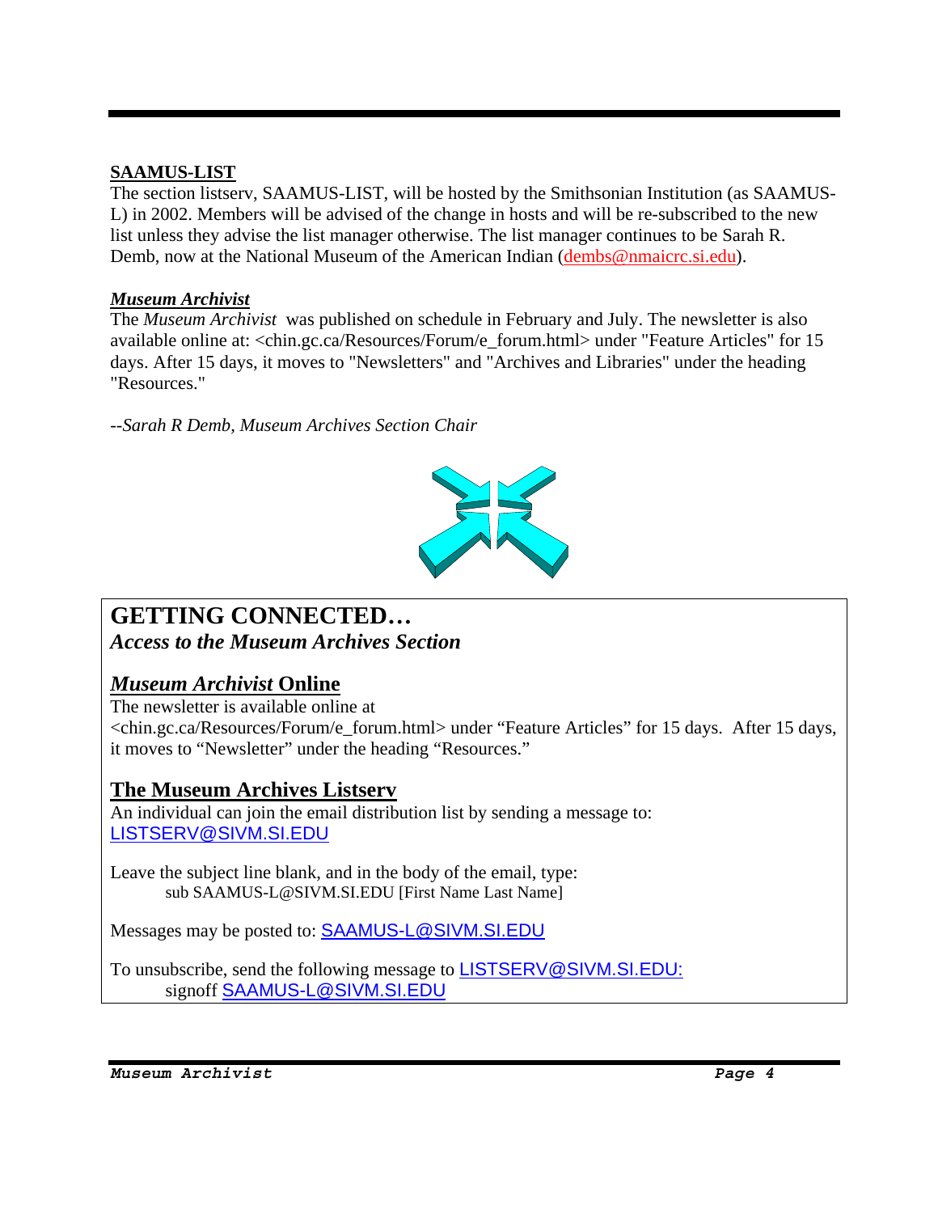### SAAMUS-LIST

The section listserv, SAAMUS-LIST, will be hosted by the Smithsonian Institution (as SAAMUS-L) in 2002. Members will be advised of the change in hosts and will be re-subscribed to the new list unless they advise the list manager otherwise. The list manager continues to be Sarah R. Demb, now at the National Museum of the American Indian (dembs@nmaicrc.si.edu).

### *Museum Archivist*

The *Museum Archivist* was published on schedule in February and July. The newsletter is also available online at: <chin.gc.ca/Resources/Forum/e_forum.html> under "Feature Articles" for 15 days. After 15 days, it moves to "Newsletters" and "Archives and Libraries" under the heading "Resources."

*--Sarah R Demb, Museum Archives Section Chair*

## GETTING CONNECTED…

***Access to the Museum Archives Section***

### *Museum Archivist* Online

The newsletter is available online at <chin.gc.ca/Resources/Forum/e_forum.html> under "Feature Articles" for 15 days. After 15 days, it moves to "Newsletter" under the heading "Resources."

### The Museum Archives Listserv

An individual can join the email distribution list by sending a message to: LISTSERV@SIVM.SI.EDU

Leave the subject line blank, and in the body of the email, type:

sub SAAMUS-L@SIVM.SI.EDU [First Name Last Name]

Messages may be posted to: SAAMUS-L@SIVM.SI.EDU

To unsubscribe, send the following message to LISTSERV@SIVM.SI.EDU:

signoff SAAMUS-L@SIVM.SI.EDU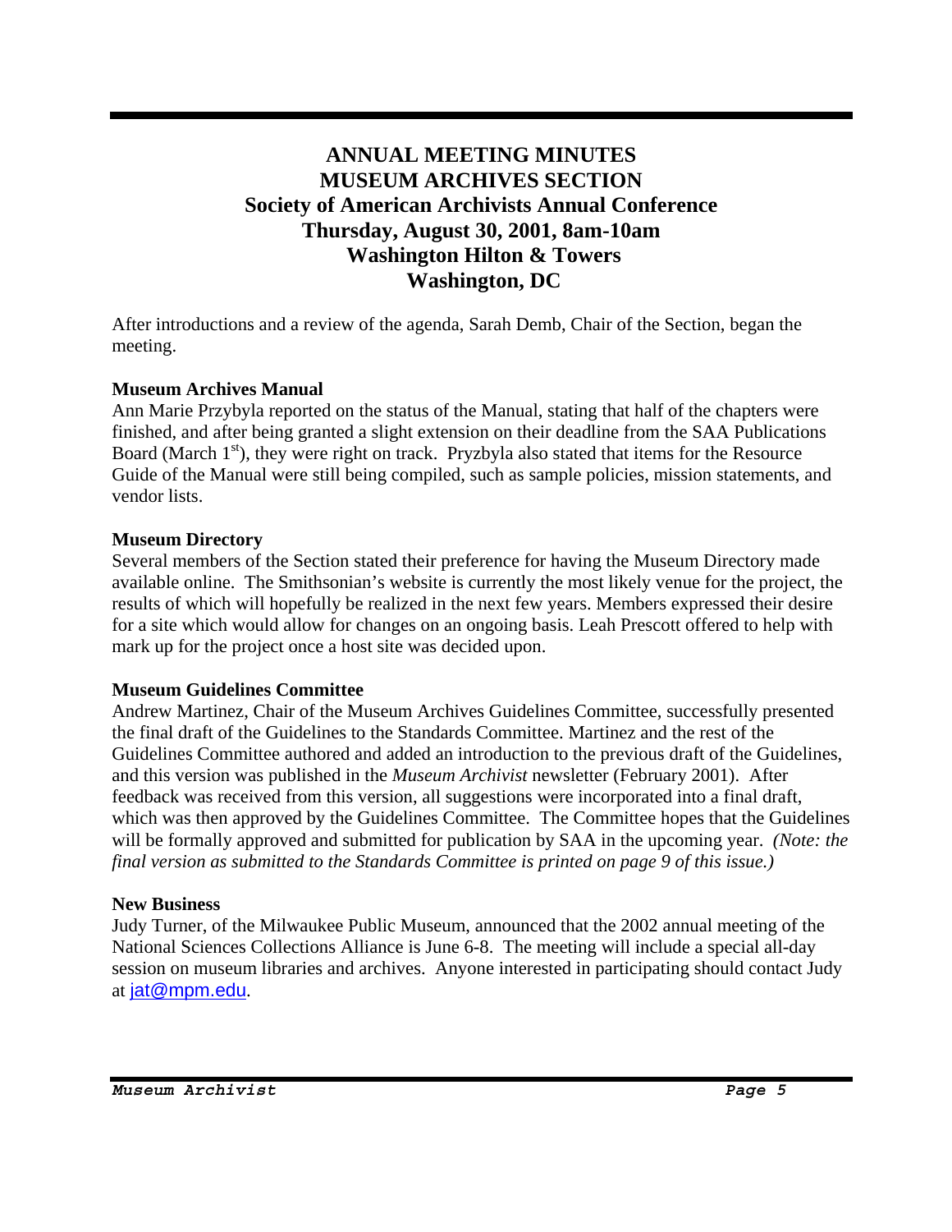# ANNUAL MEETING MINUTES
# MUSEUM ARCHIVES SECTION
## Society of American Archivists Annual Conference
## Thursday, August 30, 2001, 8am-10am
## Washington Hilton & Towers
## Washington, DC

After introductions and a review of the agenda, Sarah Demb, Chair of the Section, began the meeting.

**Museum Archives Manual**

Ann Marie Przybyla reported on the status of the Manual, stating that half of the chapters were finished, and after being granted a slight extension on their deadline from the SAA Publications Board (March 1st), they were right on track. Pryzbyla also stated that items for the Resource Guide of the Manual were still being compiled, such as sample policies, mission statements, and vendor lists.

**Museum Directory**

Several members of the Section stated their preference for having the Museum Directory made available online. The Smithsonian's website is currently the most likely venue for the project, the results of which will hopefully be realized in the next few years. Members expressed their desire for a site which would allow for changes on an ongoing basis. Leah Prescott offered to help with mark up for the project once a host site was decided upon.

**Museum Guidelines Committee**

Andrew Martinez, Chair of the Museum Archives Guidelines Committee, successfully presented the final draft of the Guidelines to the Standards Committee. Martinez and the rest of the Guidelines Committee authored and added an introduction to the previous draft of the Guidelines, and this version was published in the *Museum Archivist* newsletter (February 2001). After feedback was received from this version, all suggestions were incorporated into a final draft, which was then approved by the Guidelines Committee. The Committee hopes that the Guidelines will be formally approved and submitted for publication by SAA in the upcoming year. *(Note: the final version as submitted to the Standards Committee is printed on page 9 of this issue.)*

**New Business**

Judy Turner, of the Milwaukee Public Museum, announced that the 2002 annual meeting of the National Sciences Collections Alliance is June 6-8. The meeting will include a special all-day session on museum libraries and archives. Anyone interested in participating should contact Judy at jat@mpm.edu.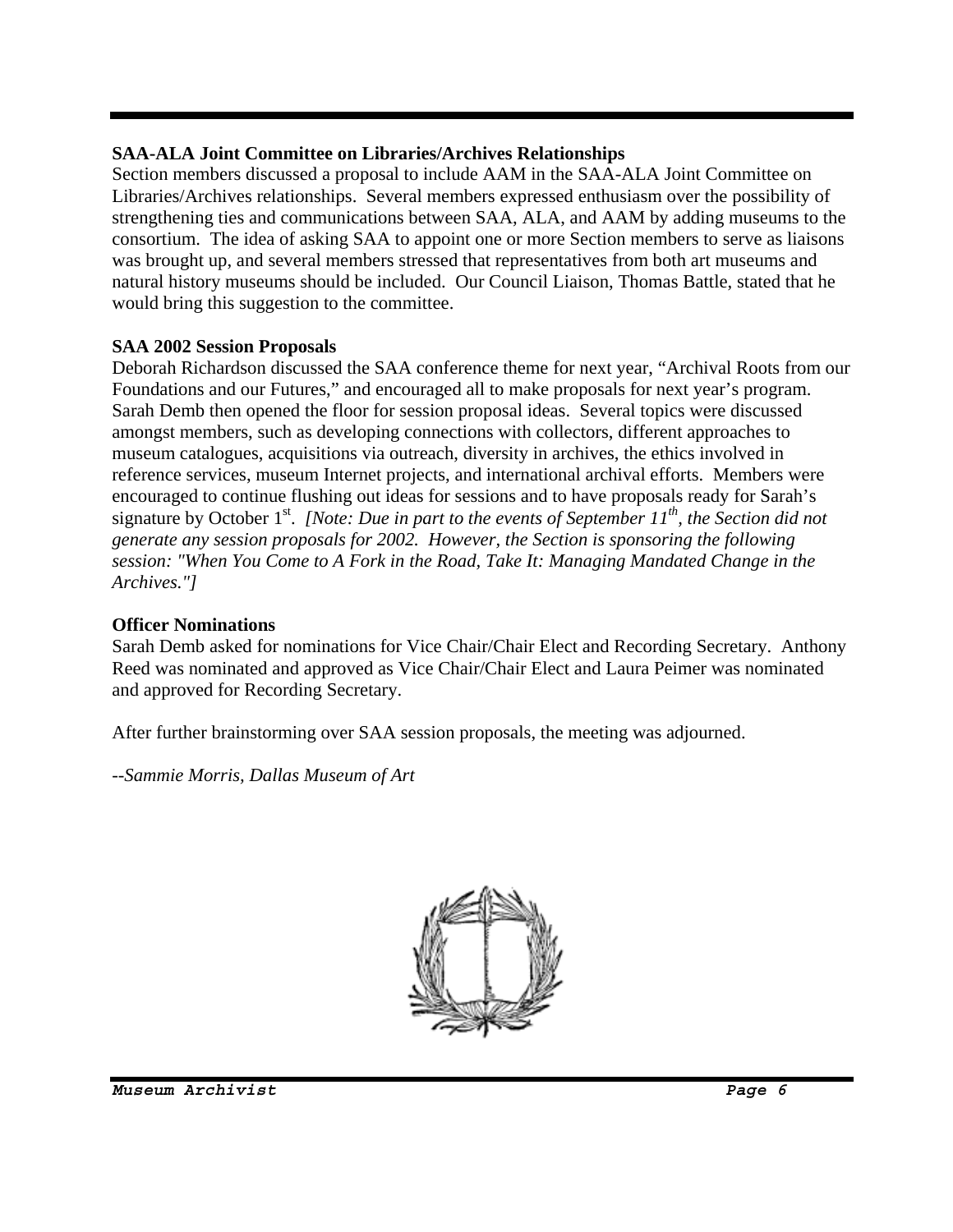### SAA-ALA Joint Committee on Libraries/Archives Relationships

Section members discussed a proposal to include AAM in the SAA-ALA Joint Committee on Libraries/Archives relationships. Several members expressed enthusiasm over the possibility of strengthening ties and communications between SAA, ALA, and AAM by adding museums to the consortium. The idea of asking SAA to appoint one or more Section members to serve as liaisons was brought up, and several members stressed that representatives from both art museums and natural history museums should be included. Our Council Liaison, Thomas Battle, stated that he would bring this suggestion to the committee.

### SAA 2002 Session Proposals

Deborah Richardson discussed the SAA conference theme for next year, "Archival Roots from our Foundations and our Futures," and encouraged all to make proposals for next year's program. Sarah Demb then opened the floor for session proposal ideas. Several topics were discussed amongst members, such as developing connections with collectors, different approaches to museum catalogues, acquisitions via outreach, diversity in archives, the ethics involved in reference services, museum Internet projects, and international archival efforts. Members were encouraged to continue flushing out ideas for sessions and to have proposals ready for Sarah's signature by October 1st. *[Note: Due in part to the events of September 11th, the Section did not generate any session proposals for 2002. However, the Section is sponsoring the following session: "When You Come to A Fork in the Road, Take It: Managing Mandated Change in the Archives."]*

### Officer Nominations

Sarah Demb asked for nominations for Vice Chair/Chair Elect and Recording Secretary. Anthony Reed was nominated and approved as Vice Chair/Chair Elect and Laura Peimer was nominated and approved for Recording Secretary.

After further brainstorming over SAA session proposals, the meeting was adjourned.

*--Sammie Morris, Dallas Museum of Art*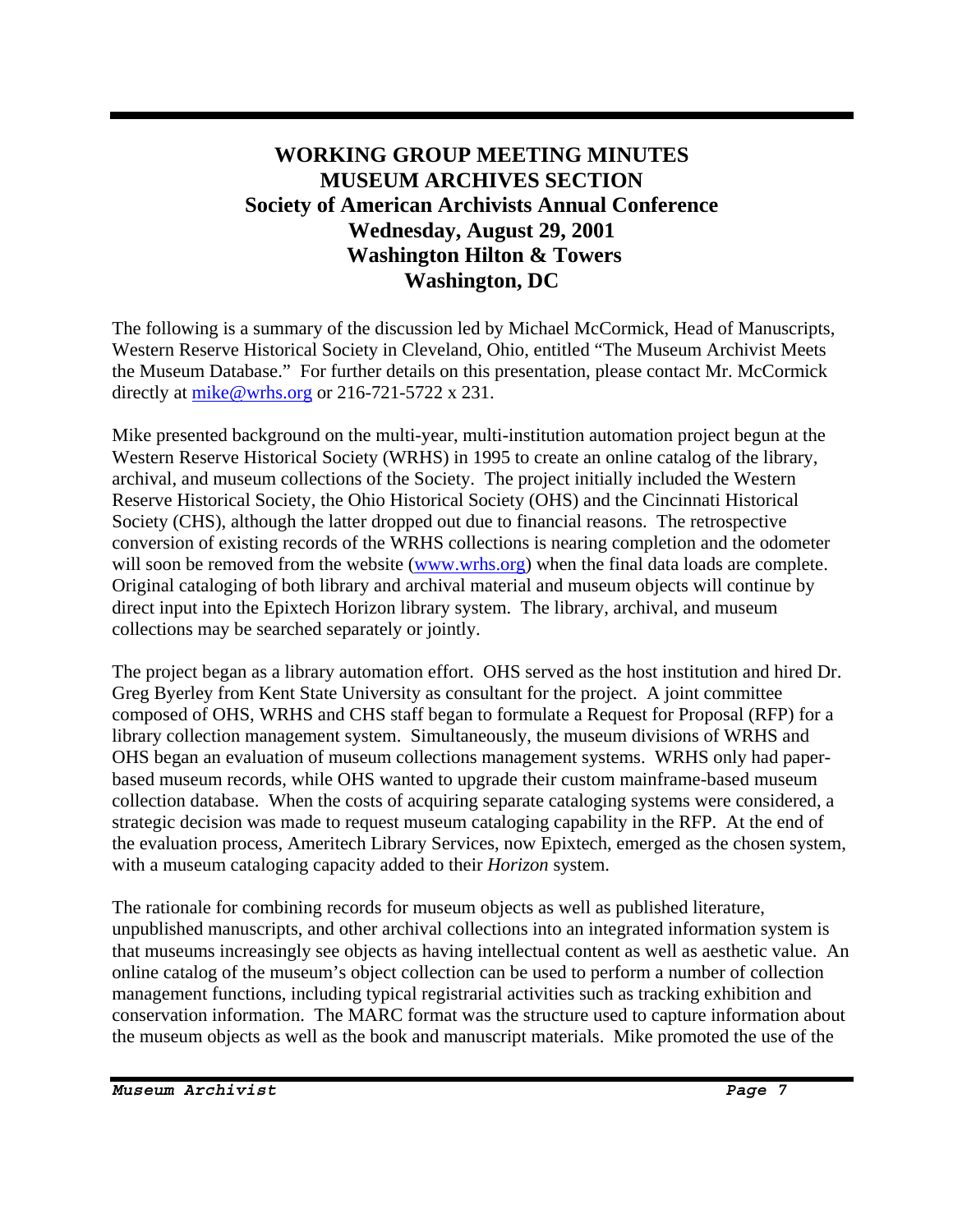# WORKING GROUP MEETING MINUTES
# MUSEUM ARCHIVES SECTION
## Society of American Archivists Annual Conference
## Wednesday, August 29, 2001
## Washington Hilton & Towers
## Washington, DC

The following is a summary of the discussion led by Michael McCormick, Head of Manuscripts, Western Reserve Historical Society in Cleveland, Ohio, entitled "The Museum Archivist Meets the Museum Database." For further details on this presentation, please contact Mr. McCormick directly at mike@wrhs.org or 216-721-5722 x 231.

Mike presented background on the multi-year, multi-institution automation project begun at the Western Reserve Historical Society (WRHS) in 1995 to create an online catalog of the library, archival, and museum collections of the Society. The project initially included the Western Reserve Historical Society, the Ohio Historical Society (OHS) and the Cincinnati Historical Society (CHS), although the latter dropped out due to financial reasons. The retrospective conversion of existing records of the WRHS collections is nearing completion and the odometer will soon be removed from the website (www.wrhs.org) when the final data loads are complete. Original cataloging of both library and archival material and museum objects will continue by direct input into the Epixtech Horizon library system. The library, archival, and museum collections may be searched separately or jointly.

The project began as a library automation effort. OHS served as the host institution and hired Dr. Greg Byerley from Kent State University as consultant for the project. A joint committee composed of OHS, WRHS and CHS staff began to formulate a Request for Proposal (RFP) for a library collection management system. Simultaneously, the museum divisions of WRHS and OHS began an evaluation of museum collections management systems. WRHS only had paper-based museum records, while OHS wanted to upgrade their custom mainframe-based museum collection database. When the costs of acquiring separate cataloging systems were considered, a strategic decision was made to request museum cataloging capability in the RFP. At the end of the evaluation process, Ameritech Library Services, now Epixtech, emerged as the chosen system, with a museum cataloging capacity added to their *Horizon* system.

The rationale for combining records for museum objects as well as published literature, unpublished manuscripts, and other archival collections into an integrated information system is that museums increasingly see objects as having intellectual content as well as aesthetic value. An online catalog of the museum's object collection can be used to perform a number of collection management functions, including typical registrarial activities such as tracking exhibition and conservation information. The MARC format was the structure used to capture information about the museum objects as well as the book and manuscript materials. Mike promoted the use of the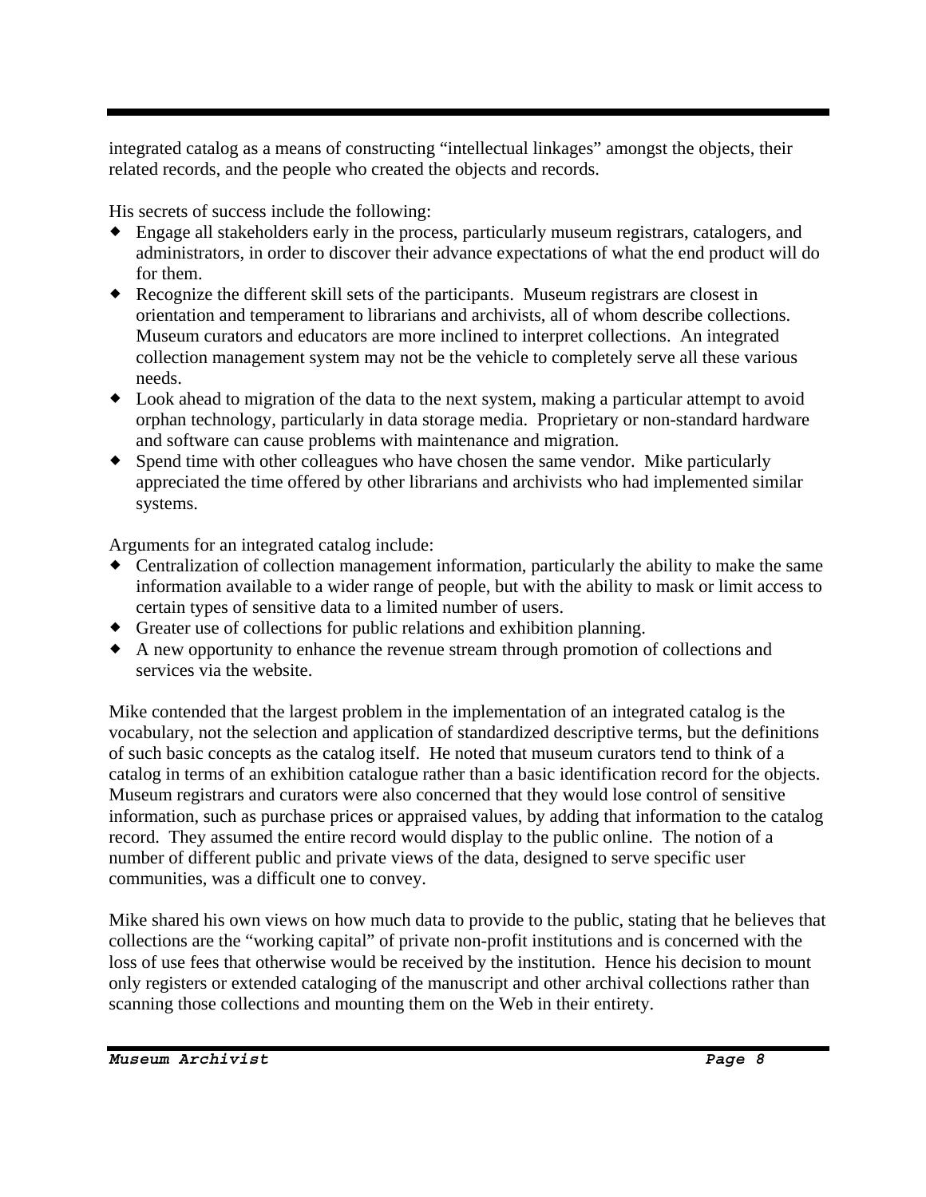integrated catalog as a means of constructing "intellectual linkages" amongst the objects, their related records, and the people who created the objects and records.

His secrets of success include the following:

- Engage all stakeholders early in the process, particularly museum registrars, catalogers, and administrators, in order to discover their advance expectations of what the end product will do for them.
- Recognize the different skill sets of the participants. Museum registrars are closest in orientation and temperament to librarians and archivists, all of whom describe collections. Museum curators and educators are more inclined to interpret collections. An integrated collection management system may not be the vehicle to completely serve all these various needs.
- Look ahead to migration of the data to the next system, making a particular attempt to avoid orphan technology, particularly in data storage media. Proprietary or non-standard hardware and software can cause problems with maintenance and migration.
- Spend time with other colleagues who have chosen the same vendor. Mike particularly appreciated the time offered by other librarians and archivists who had implemented similar systems.

Arguments for an integrated catalog include:

- Centralization of collection management information, particularly the ability to make the same information available to a wider range of people, but with the ability to mask or limit access to certain types of sensitive data to a limited number of users.
- Greater use of collections for public relations and exhibition planning.
- A new opportunity to enhance the revenue stream through promotion of collections and services via the website.

Mike contended that the largest problem in the implementation of an integrated catalog is the vocabulary, not the selection and application of standardized descriptive terms, but the definitions of such basic concepts as the catalog itself. He noted that museum curators tend to think of a catalog in terms of an exhibition catalogue rather than a basic identification record for the objects. Museum registrars and curators were also concerned that they would lose control of sensitive information, such as purchase prices or appraised values, by adding that information to the catalog record. They assumed the entire record would display to the public online. The notion of a number of different public and private views of the data, designed to serve specific user communities, was a difficult one to convey.

Mike shared his own views on how much data to provide to the public, stating that he believes that collections are the "working capital" of private non-profit institutions and is concerned with the loss of use fees that otherwise would be received by the institution. Hence his decision to mount only registers or extended cataloging of the manuscript and other archival collections rather than scanning those collections and mounting them on the Web in their entirety.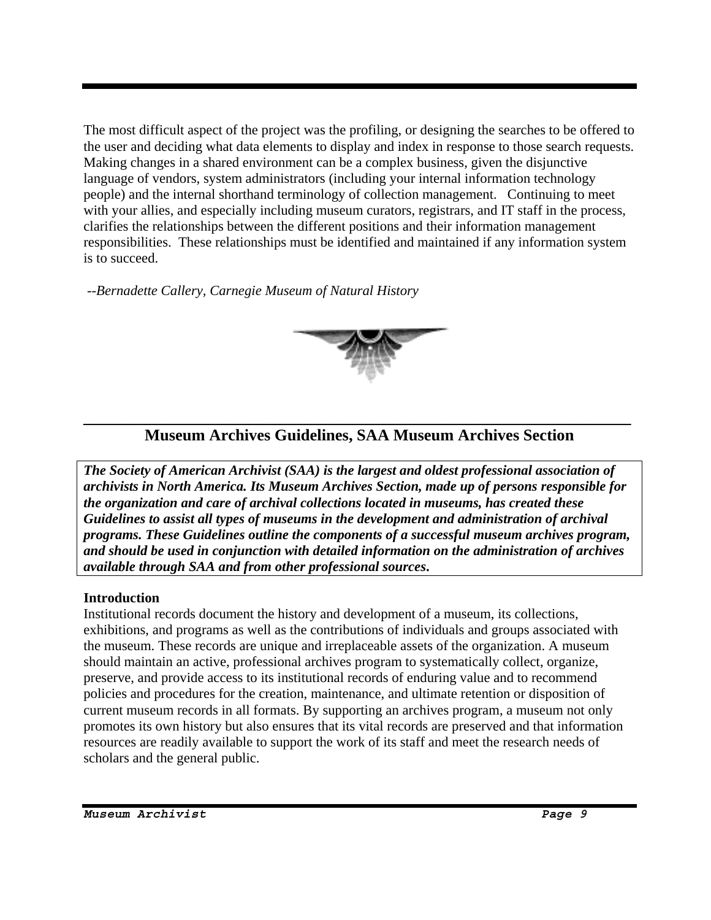The most difficult aspect of the project was the profiling, or designing the searches to be offered to the user and deciding what data elements to display and index in response to those search requests. Making changes in a shared environment can be a complex business, given the disjunctive language of vendors, system administrators (including your internal information technology people) and the internal shorthand terminology of collection management. Continuing to meet with your allies, and especially including museum curators, registrars, and IT staff in the process, clarifies the relationships between the different positions and their information management responsibilities. These relationships must be identified and maintained if any information system is to succeed.

*--Bernadette Callery, Carnegie Museum of Natural History*

## Museum Archives Guidelines, SAA Museum Archives Section

***The Society of American Archivist (SAA) is the largest and oldest professional association of archivists in North America. Its Museum Archives Section, made up of persons responsible for the organization and care of archival collections located in museums, has created these Guidelines to assist all types of museums in the development and administration of archival programs. These Guidelines outline the components of a successful museum archives program, and should be used in conjunction with detailed information on the administration of archives available through SAA and from other professional sources.***

**Introduction**

Institutional records document the history and development of a museum, its collections, exhibitions, and programs as well as the contributions of individuals and groups associated with the museum. These records are unique and irreplaceable assets of the organization. A museum should maintain an active, professional archives program to systematically collect, organize, preserve, and provide access to its institutional records of enduring value and to recommend policies and procedures for the creation, maintenance, and ultimate retention or disposition of current museum records in all formats. By supporting an archives program, a museum not only promotes its own history but also ensures that its vital records are preserved and that information resources are readily available to support the work of its staff and meet the research needs of scholars and the general public.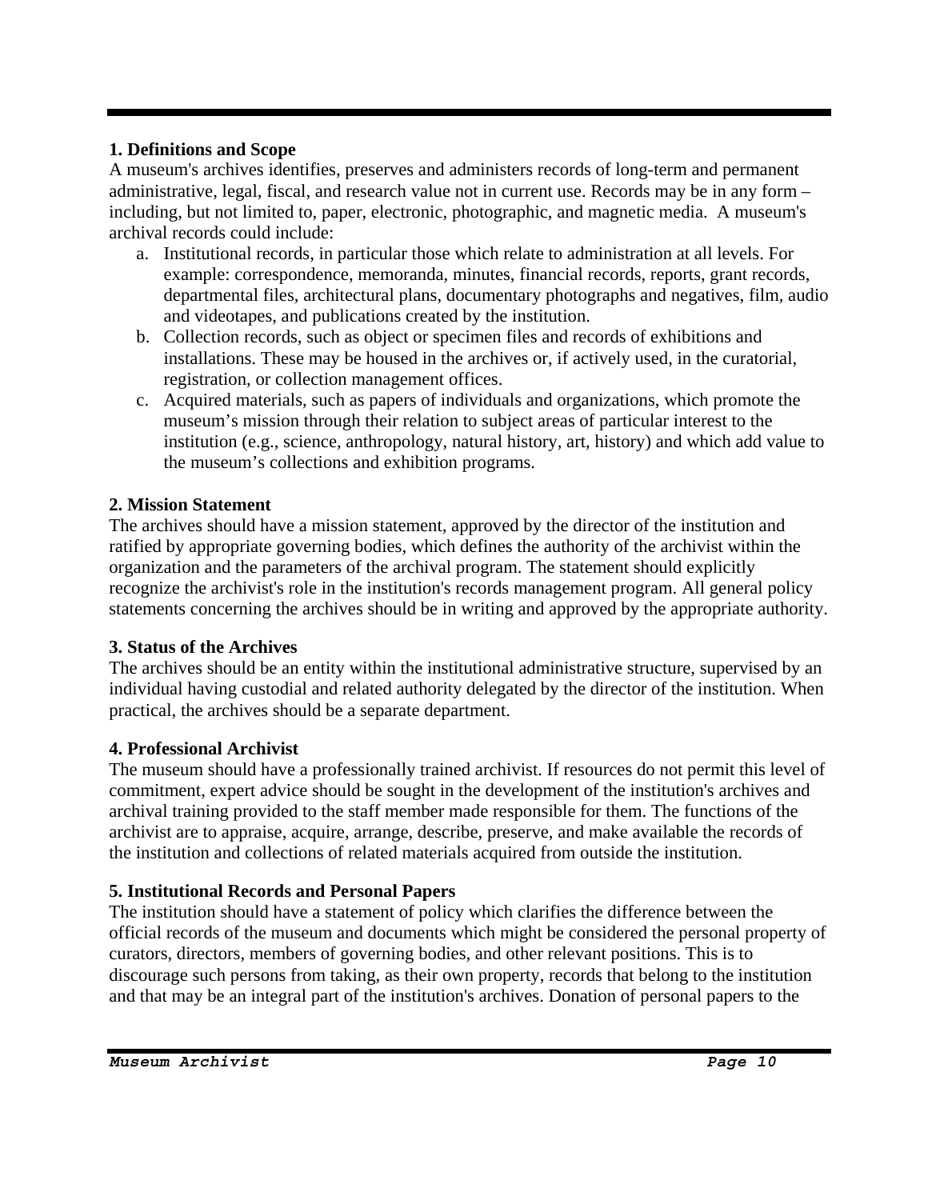**1. Definitions and Scope**

A museum's archives identifies, preserves and administers records of long-term and permanent administrative, legal, fiscal, and research value not in current use. Records may be in any form – including, but not limited to, paper, electronic, photographic, and magnetic media. A museum's archival records could include:

a. Institutional records, in particular those which relate to administration at all levels. For example: correspondence, memoranda, minutes, financial records, reports, grant records, departmental files, architectural plans, documentary photographs and negatives, film, audio and videotapes, and publications created by the institution.
b. Collection records, such as object or specimen files and records of exhibitions and installations. These may be housed in the archives or, if actively used, in the curatorial, registration, or collection management offices.
c. Acquired materials, such as papers of individuals and organizations, which promote the museum's mission through their relation to subject areas of particular interest to the institution (e.g., science, anthropology, natural history, art, history) and which add value to the museum's collections and exhibition programs.

**2. Mission Statement**

The archives should have a mission statement, approved by the director of the institution and ratified by appropriate governing bodies, which defines the authority of the archivist within the organization and the parameters of the archival program. The statement should explicitly recognize the archivist's role in the institution's records management program. All general policy statements concerning the archives should be in writing and approved by the appropriate authority.

**3. Status of the Archives**

The archives should be an entity within the institutional administrative structure, supervised by an individual having custodial and related authority delegated by the director of the institution. When practical, the archives should be a separate department.

**4. Professional Archivist**

The museum should have a professionally trained archivist. If resources do not permit this level of commitment, expert advice should be sought in the development of the institution's archives and archival training provided to the staff member made responsible for them. The functions of the archivist are to appraise, acquire, arrange, describe, preserve, and make available the records of the institution and collections of related materials acquired from outside the institution.

**5. Institutional Records and Personal Papers**

The institution should have a statement of policy which clarifies the difference between the official records of the museum and documents which might be considered the personal property of curators, directors, members of governing bodies, and other relevant positions. This is to discourage such persons from taking, as their own property, records that belong to the institution and that may be an integral part of the institution's archives. Donation of personal papers to the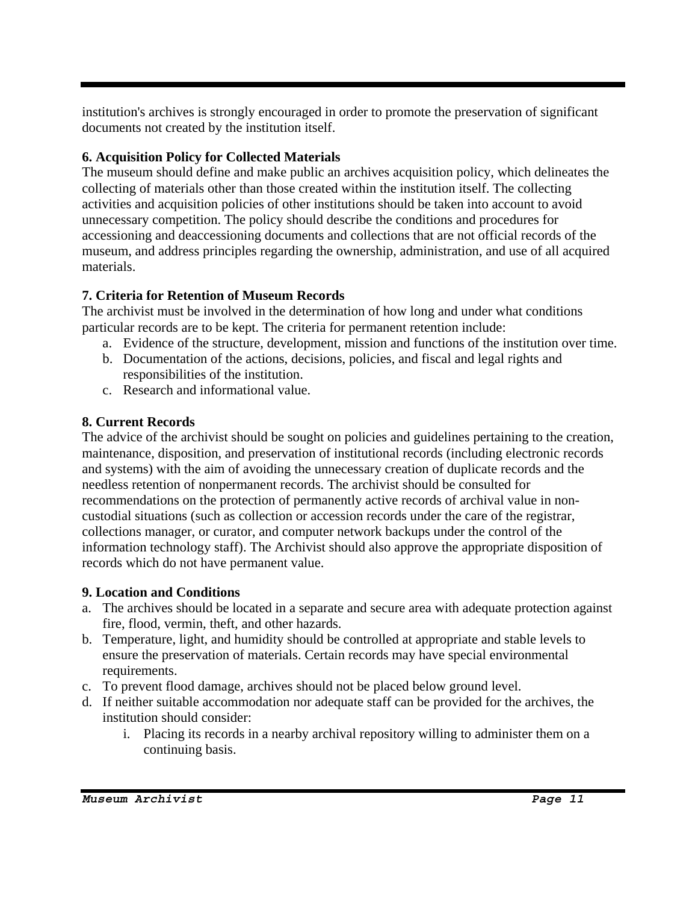institution's archives is strongly encouraged in order to promote the preservation of significant documents not created by the institution itself.

**6. Acquisition Policy for Collected Materials**

The museum should define and make public an archives acquisition policy, which delineates the collecting of materials other than those created within the institution itself. The collecting activities and acquisition policies of other institutions should be taken into account to avoid unnecessary competition. The policy should describe the conditions and procedures for accessioning and deaccessioning documents and collections that are not official records of the museum, and address principles regarding the ownership, administration, and use of all acquired materials.

**7. Criteria for Retention of Museum Records**

The archivist must be involved in the determination of how long and under what conditions particular records are to be kept. The criteria for permanent retention include:

a. Evidence of the structure, development, mission and functions of the institution over time.
b. Documentation of the actions, decisions, policies, and fiscal and legal rights and responsibilities of the institution.
c. Research and informational value.

**8. Current Records**

The advice of the archivist should be sought on policies and guidelines pertaining to the creation, maintenance, disposition, and preservation of institutional records (including electronic records and systems) with the aim of avoiding the unnecessary creation of duplicate records and the needless retention of nonpermanent records. The archivist should be consulted for recommendations on the protection of permanently active records of archival value in non-custodial situations (such as collection or accession records under the care of the registrar, collections manager, or curator, and computer network backups under the control of the information technology staff). The Archivist should also approve the appropriate disposition of records which do not have permanent value.

**9. Location and Conditions**

a. The archives should be located in a separate and secure area with adequate protection against fire, flood, vermin, theft, and other hazards.
b. Temperature, light, and humidity should be controlled at appropriate and stable levels to ensure the preservation of materials. Certain records may have special environmental requirements.
c. To prevent flood damage, archives should not be placed below ground level.
d. If neither suitable accommodation nor adequate staff can be provided for the archives, the institution should consider:
    i. Placing its records in a nearby archival repository willing to administer them on a continuing basis.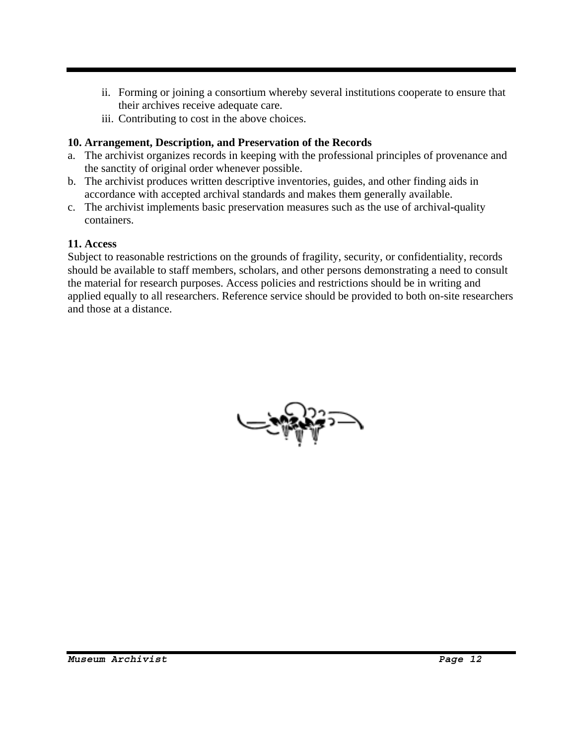ii. Forming or joining a consortium whereby several institutions cooperate to ensure that their archives receive adequate care.
iii. Contributing to cost in the above choices.

**10. Arrangement, Description, and Preservation of the Records**

a. The archivist organizes records in keeping with the professional principles of provenance and the sanctity of original order whenever possible.
b. The archivist produces written descriptive inventories, guides, and other finding aids in accordance with accepted archival standards and makes them generally available.
c. The archivist implements basic preservation measures such as the use of archival-quality containers.

**11. Access**

Subject to reasonable restrictions on the grounds of fragility, security, or confidentiality, records should be available to staff members, scholars, and other persons demonstrating a need to consult the material for research purposes. Access policies and restrictions should be in writing and applied equally to all researchers. Reference service should be provided to both on-site researchers and those at a distance.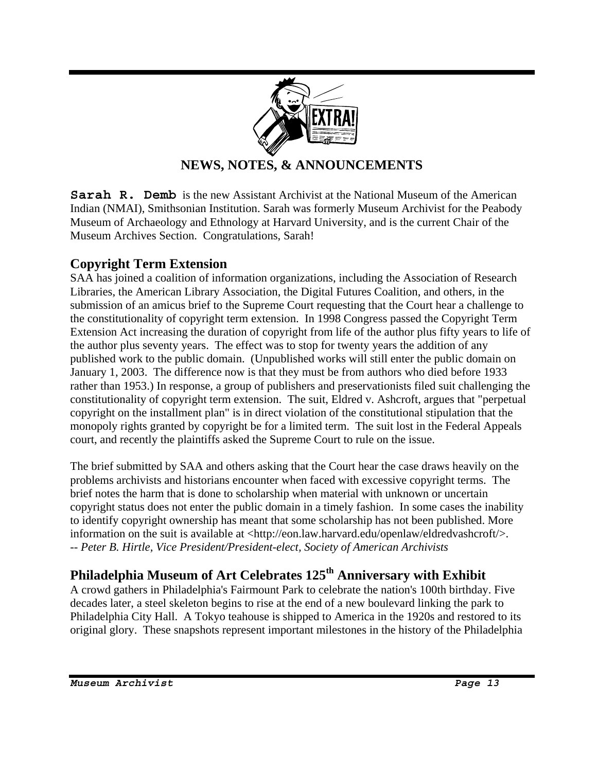## NEWS, NOTES, & ANNOUNCEMENTS

**Sarah R. Demb** is the new Assistant Archivist at the National Museum of the American Indian (NMAI), Smithsonian Institution. Sarah was formerly Museum Archivist for the Peabody Museum of Archaeology and Ethnology at Harvard University, and is the current Chair of the Museum Archives Section. Congratulations, Sarah!

### Copyright Term Extension

SAA has joined a coalition of information organizations, including the Association of Research Libraries, the American Library Association, the Digital Futures Coalition, and others, in the submission of an amicus brief to the Supreme Court requesting that the Court hear a challenge to the constitutionality of copyright term extension. In 1998 Congress passed the Copyright Term Extension Act increasing the duration of copyright from life of the author plus fifty years to life of the author plus seventy years. The effect was to stop for twenty years the addition of any published work to the public domain. (Unpublished works will still enter the public domain on January 1, 2003. The difference now is that they must be from authors who died before 1933 rather than 1953.) In response, a group of publishers and preservationists filed suit challenging the constitutionality of copyright term extension. The suit, Eldred v. Ashcroft, argues that "perpetual copyright on the installment plan" is in direct violation of the constitutional stipulation that the monopoly rights granted by copyright be for a limited term. The suit lost in the Federal Appeals court, and recently the plaintiffs asked the Supreme Court to rule on the issue.

The brief submitted by SAA and others asking that the Court hear the case draws heavily on the problems archivists and historians encounter when faced with excessive copyright terms. The brief notes the harm that is done to scholarship when material with unknown or uncertain copyright status does not enter the public domain in a timely fashion. In some cases the inability to identify copyright ownership has meant that some scholarship has not been published. More information on the suit is available at <http://eon.law.harvard.edu/openlaw/eldredvashcroft/>.
-- *Peter B. Hirtle, Vice President/President-elect, Society of American Archivists*

### Philadelphia Museum of Art Celebrates 125th Anniversary with Exhibit

A crowd gathers in Philadelphia's Fairmount Park to celebrate the nation's 100th birthday. Five decades later, a steel skeleton begins to rise at the end of a new boulevard linking the park to Philadelphia City Hall. A Tokyo teahouse is shipped to America in the 1920s and restored to its original glory. These snapshots represent important milestones in the history of the Philadelphia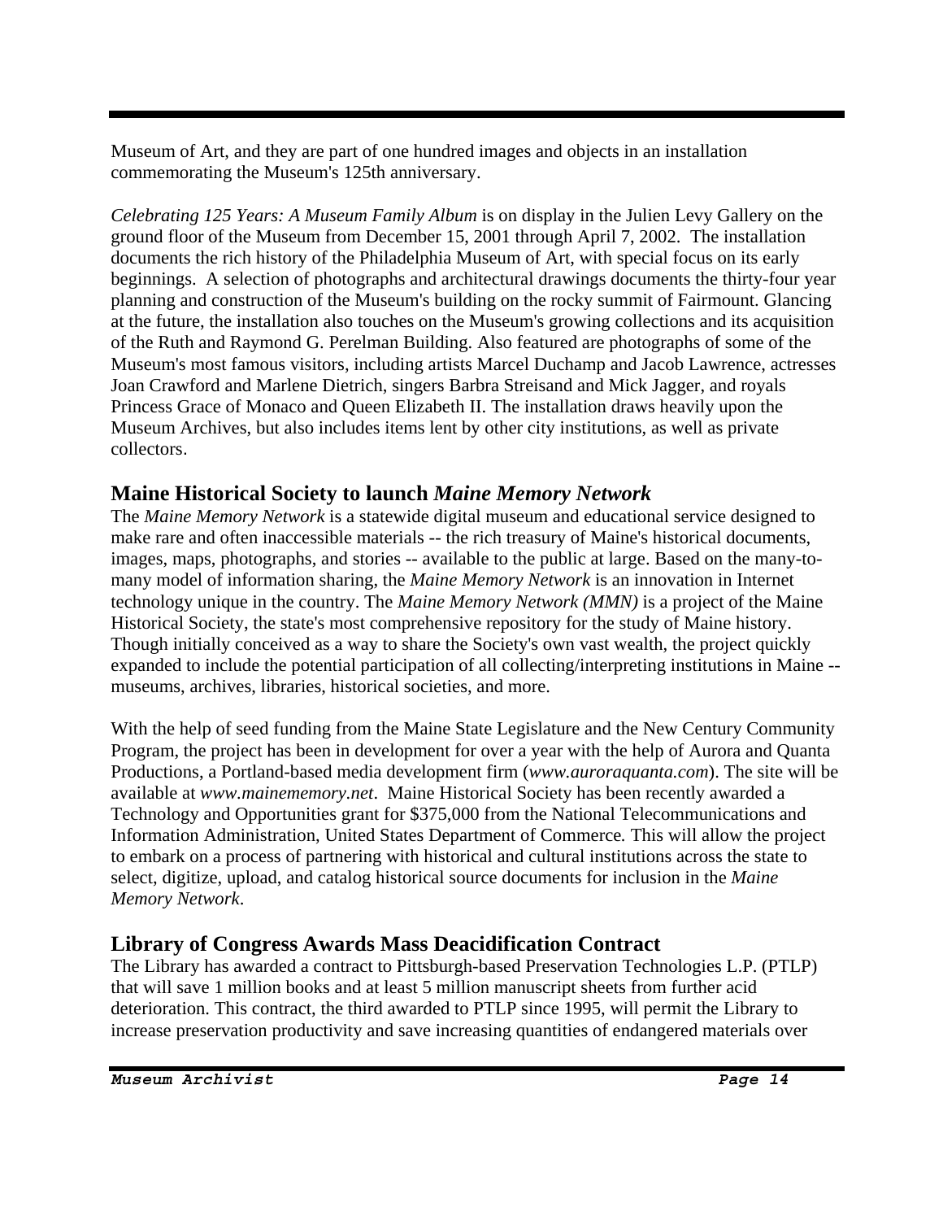Museum of Art, and they are part of one hundred images and objects in an installation commemorating the Museum's 125th anniversary.

*Celebrating 125 Years: A Museum Family Album* is on display in the Julien Levy Gallery on the ground floor of the Museum from December 15, 2001 through April 7, 2002. The installation documents the rich history of the Philadelphia Museum of Art, with special focus on its early beginnings. A selection of photographs and architectural drawings documents the thirty-four year planning and construction of the Museum's building on the rocky summit of Fairmount. Glancing at the future, the installation also touches on the Museum's growing collections and its acquisition of the Ruth and Raymond G. Perelman Building. Also featured are photographs of some of the Museum's most famous visitors, including artists Marcel Duchamp and Jacob Lawrence, actresses Joan Crawford and Marlene Dietrich, singers Barbra Streisand and Mick Jagger, and royals Princess Grace of Monaco and Queen Elizabeth II. The installation draws heavily upon the Museum Archives, but also includes items lent by other city institutions, as well as private collectors.

## Maine Historical Society to launch *Maine Memory Network*

The *Maine Memory Network* is a statewide digital museum and educational service designed to make rare and often inaccessible materials -- the rich treasury of Maine's historical documents, images, maps, photographs, and stories -- available to the public at large. Based on the many-to-many model of information sharing, the *Maine Memory Network* is an innovation in Internet technology unique in the country. The *Maine Memory Network (MMN)* is a project of the Maine Historical Society, the state's most comprehensive repository for the study of Maine history. Though initially conceived as a way to share the Society's own vast wealth, the project quickly expanded to include the potential participation of all collecting/interpreting institutions in Maine -- museums, archives, libraries, historical societies, and more.

With the help of seed funding from the Maine State Legislature and the New Century Community Program, the project has been in development for over a year with the help of Aurora and Quanta Productions, a Portland-based media development firm (*www.auroraquanta.com*). The site will be available at *www.mainememory.net*. Maine Historical Society has been recently awarded a Technology and Opportunities grant for $375,000 from the National Telecommunications and Information Administration, United States Department of Commerce. This will allow the project to embark on a process of partnering with historical and cultural institutions across the state to select, digitize, upload, and catalog historical source documents for inclusion in the *Maine Memory Network*.

## Library of Congress Awards Mass Deacidification Contract

The Library has awarded a contract to Pittsburgh-based Preservation Technologies L.P. (PTLP) that will save 1 million books and at least 5 million manuscript sheets from further acid deterioration. This contract, the third awarded to PTLP since 1995, will permit the Library to increase preservation productivity and save increasing quantities of endangered materials over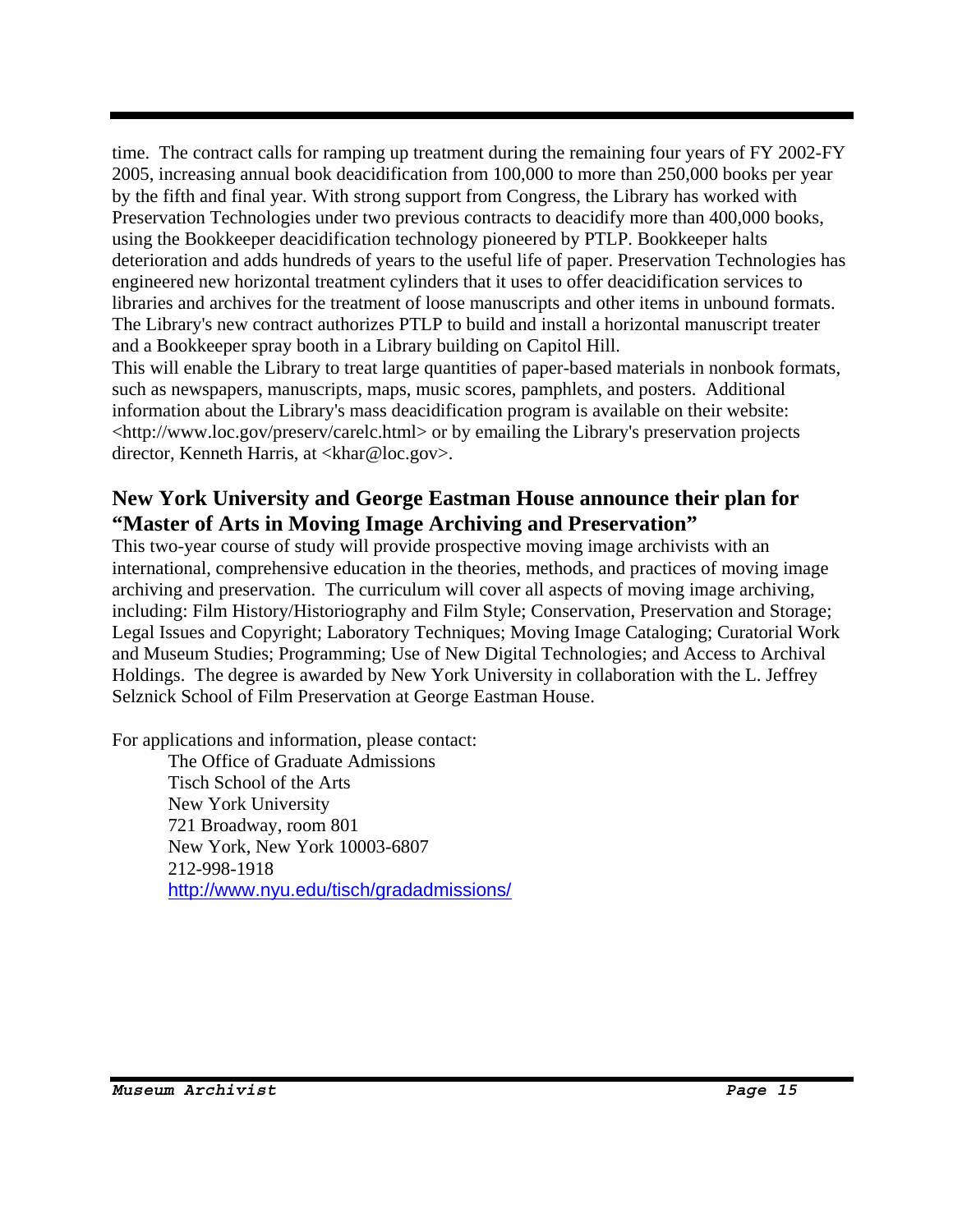time. The contract calls for ramping up treatment during the remaining four years of FY 2002-FY 2005, increasing annual book deacidification from 100,000 to more than 250,000 books per year by the fifth and final year. With strong support from Congress, the Library has worked with Preservation Technologies under two previous contracts to deacidify more than 400,000 books, using the Bookkeeper deacidification technology pioneered by PTLP. Bookkeeper halts deterioration and adds hundreds of years to the useful life of paper. Preservation Technologies has engineered new horizontal treatment cylinders that it uses to offer deacidification services to libraries and archives for the treatment of loose manuscripts and other items in unbound formats. The Library's new contract authorizes PTLP to build and install a horizontal manuscript treater and a Bookkeeper spray booth in a Library building on Capitol Hill.
This will enable the Library to treat large quantities of paper-based materials in nonbook formats, such as newspapers, manuscripts, maps, music scores, pamphlets, and posters. Additional information about the Library's mass deacidification program is available on their website: <http://www.loc.gov/preserv/carelc.html> or by emailing the Library's preservation projects director, Kenneth Harris, at <khar@loc.gov>.

## New York University and George Eastman House announce their plan for "Master of Arts in Moving Image Archiving and Preservation"

This two-year course of study will provide prospective moving image archivists with an international, comprehensive education in the theories, methods, and practices of moving image archiving and preservation. The curriculum will cover all aspects of moving image archiving, including: Film History/Historiography and Film Style; Conservation, Preservation and Storage; Legal Issues and Copyright; Laboratory Techniques; Moving Image Cataloging; Curatorial Work and Museum Studies; Programming; Use of New Digital Technologies; and Access to Archival Holdings. The degree is awarded by New York University in collaboration with the L. Jeffrey Selznick School of Film Preservation at George Eastman House.

For applications and information, please contact:

> The Office of Graduate Admissions
> Tisch School of the Arts
> New York University
> 721 Broadway, room 801
> New York, New York 10003-6807
> 212-998-1918
> http://www.nyu.edu/tisch/gradadmissions/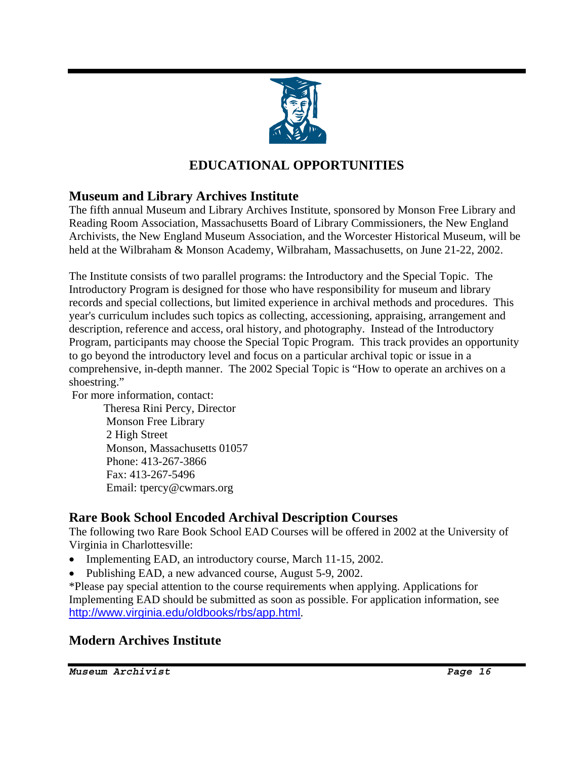# EDUCATIONAL OPPORTUNITIES

## Museum and Library Archives Institute

The fifth annual Museum and Library Archives Institute, sponsored by Monson Free Library and Reading Room Association, Massachusetts Board of Library Commissioners, the New England Archivists, the New England Museum Association, and the Worcester Historical Museum, will be held at the Wilbraham & Monson Academy, Wilbraham, Massachusetts, on June 21-22, 2002.

The Institute consists of two parallel programs: the Introductory and the Special Topic. The Introductory Program is designed for those who have responsibility for museum and library records and special collections, but limited experience in archival methods and procedures. This year's curriculum includes such topics as collecting, accessioning, appraising, arrangement and description, reference and access, oral history, and photography. Instead of the Introductory Program, participants may choose the Special Topic Program. This track provides an opportunity to go beyond the introductory level and focus on a particular archival topic or issue in a comprehensive, in-depth manner. The 2002 Special Topic is "How to operate an archives on a shoestring."

For more information, contact:

Theresa Rini Percy, Director
Monson Free Library
2 High Street
Monson, Massachusetts 01057
Phone: 413-267-3866
Fax: 413-267-5496
Email: tpercy@cwmars.org

## Rare Book School Encoded Archival Description Courses

The following two Rare Book School EAD Courses will be offered in 2002 at the University of Virginia in Charlottesville:

- Implementing EAD, an introductory course, March 11-15, 2002.
- Publishing EAD, a new advanced course, August 5-9, 2002.

*Please pay special attention to the course requirements when applying. Applications for Implementing EAD should be submitted as soon as possible. For application information, see http://www.virginia.edu/oldbooks/rbs/app.html.

## Modern Archives Institute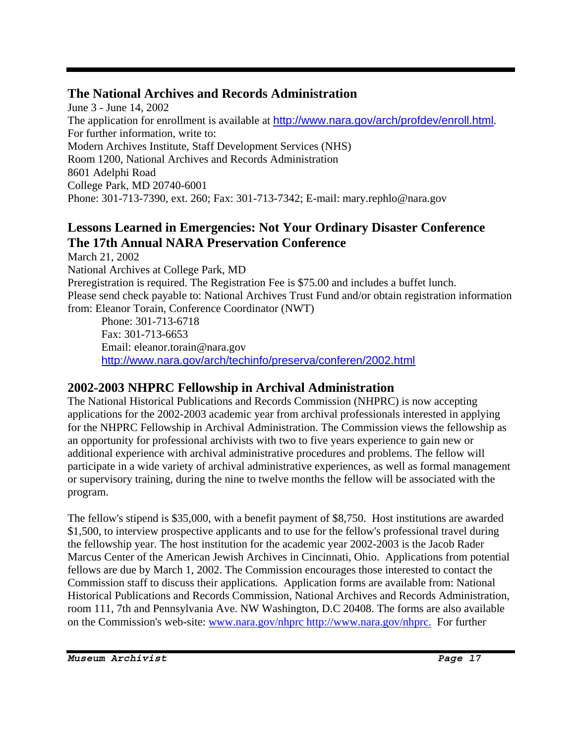## The National Archives and Records Administration

June 3 - June 14, 2002

The application for enrollment is available at http://www.nara.gov/arch/profdev/enroll.html.

For further information, write to:

Modern Archives Institute, Staff Development Services (NHS)
Room 1200, National Archives and Records Administration
8601 Adelphi Road
College Park, MD 20740-6001
Phone: 301-713-7390, ext. 260; Fax: 301-713-7342; E-mail: mary.rephlo@nara.gov

## Lessons Learned in Emergencies: Not Your Ordinary Disaster Conference The 17th Annual NARA Preservation Conference

March 21, 2002

National Archives at College Park, MD

Preregistration is required. The Registration Fee is $75.00 and includes a buffet lunch.

Please send check payable to: National Archives Trust Fund and/or obtain registration information from: Eleanor Torain, Conference Coordinator (NWT)

Phone: 301-713-6718
Fax: 301-713-6653
Email: eleanor.torain@nara.gov
http://www.nara.gov/arch/techinfo/preserva/conferen/2002.html

## 2002-2003 NHPRC Fellowship in Archival Administration

The National Historical Publications and Records Commission (NHPRC) is now accepting applications for the 2002-2003 academic year from archival professionals interested in applying for the NHPRC Fellowship in Archival Administration. The Commission views the fellowship as an opportunity for professional archivists with two to five years experience to gain new or additional experience with archival administrative procedures and problems. The fellow will participate in a wide variety of archival administrative experiences, as well as formal management or supervisory training, during the nine to twelve months the fellow will be associated with the program.

The fellow's stipend is $35,000, with a benefit payment of $8,750. Host institutions are awarded $1,500, to interview prospective applicants and to use for the fellow's professional travel during the fellowship year. The host institution for the academic year 2002-2003 is the Jacob Rader Marcus Center of the American Jewish Archives in Cincinnati, Ohio. Applications from potential fellows are due by March 1, 2002. The Commission encourages those interested to contact the Commission staff to discuss their applications. Application forms are available from: National Historical Publications and Records Commission, National Archives and Records Administration, room 111, 7th and Pennsylvania Ave. NW Washington, D.C 20408. The forms are also available on the Commission's web-site: www.nara.gov/nhprc http://www.nara.gov/nhprc. For further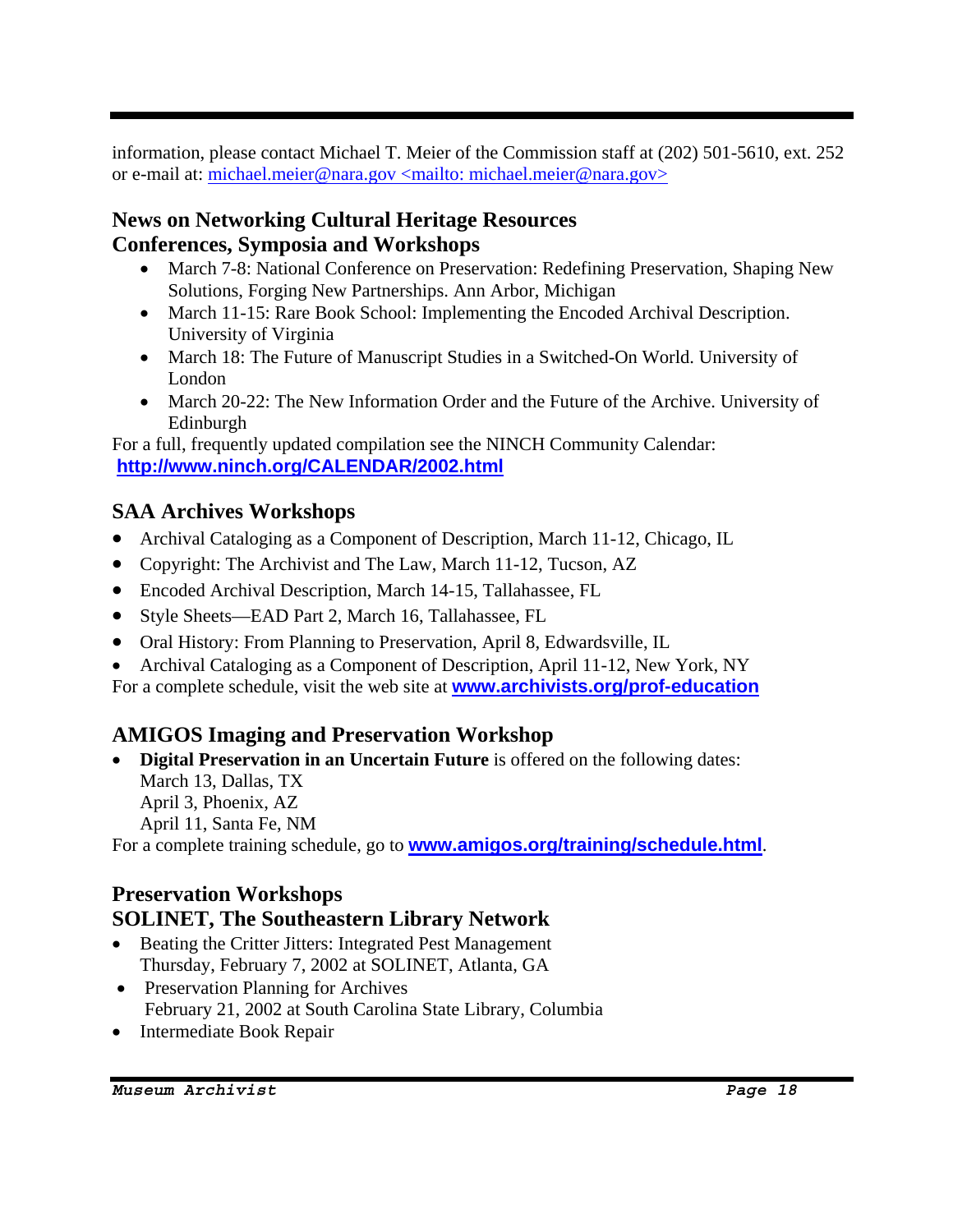information, please contact Michael T. Meier of the Commission staff at (202) 501-5610, ext. 252 or e-mail at: michael.meier@nara.gov <mailto: michael.meier@nara.gov>

## News on Networking Cultural Heritage Resources
## Conferences, Symposia and Workshops

- March 7-8: National Conference on Preservation: Redefining Preservation, Shaping New Solutions, Forging New Partnerships. Ann Arbor, Michigan
- March 11-15: Rare Book School: Implementing the Encoded Archival Description. University of Virginia
- March 18: The Future of Manuscript Studies in a Switched-On World. University of London
- March 20-22: The New Information Order and the Future of the Archive. University of Edinburgh

For a full, frequently updated compilation see the NINCH Community Calendar: **http://www.ninch.org/CALENDAR/2002.html**

## SAA Archives Workshops

- Archival Cataloging as a Component of Description, March 11-12, Chicago, IL
- Copyright: The Archivist and The Law, March 11-12, Tucson, AZ
- Encoded Archival Description, March 14-15, Tallahassee, FL
- Style Sheets—EAD Part 2, March 16, Tallahassee, FL
- Oral History: From Planning to Preservation, April 8, Edwardsville, IL
- Archival Cataloging as a Component of Description, April 11-12, New York, NY

For a complete schedule, visit the web site at **www.archivists.org/prof-education**

## AMIGOS Imaging and Preservation Workshop

- **Digital Preservation in an Uncertain Future** is offered on the following dates:
  March 13, Dallas, TX
  April 3, Phoenix, AZ
  April 11, Santa Fe, NM

For a complete training schedule, go to **www.amigos.org/training/schedule.html**.

## Preservation Workshops
## SOLINET, The Southeastern Library Network

- Beating the Critter Jitters: Integrated Pest Management
  Thursday, February 7, 2002 at SOLINET, Atlanta, GA
- Preservation Planning for Archives
  February 21, 2002 at South Carolina State Library, Columbia
- Intermediate Book Repair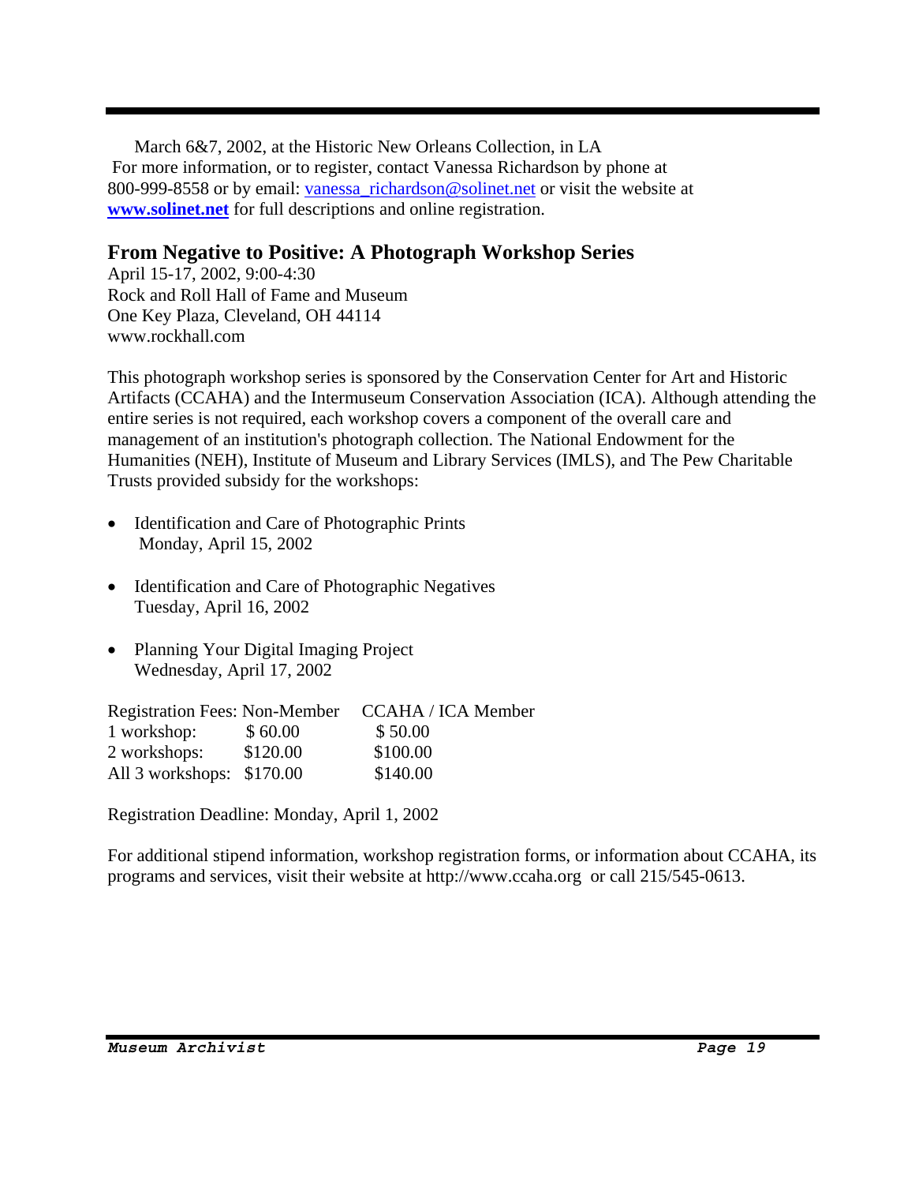March 6&7, 2002, at the Historic New Orleans Collection, in LA
For more information, or to register, contact Vanessa Richardson by phone at 800-999-8558 or by email: vanessa_richardson@solinet.net or visit the website at **www.solinet.net** for full descriptions and online registration.

## From Negative to Positive: A Photograph Workshop Series

April 15-17, 2002, 9:00-4:30
Rock and Roll Hall of Fame and Museum
One Key Plaza, Cleveland, OH 44114
www.rockhall.com

This photograph workshop series is sponsored by the Conservation Center for Art and Historic Artifacts (CCAHA) and the Intermuseum Conservation Association (ICA). Although attending the entire series is not required, each workshop covers a component of the overall care and management of an institution's photograph collection. The National Endowment for the Humanities (NEH), Institute of Museum and Library Services (IMLS), and The Pew Charitable Trusts provided subsidy for the workshops:

- Identification and Care of Photographic Prints
  Monday, April 15, 2002
- Identification and Care of Photographic Negatives
  Tuesday, April 16, 2002
- Planning Your Digital Imaging Project
  Wednesday, April 17, 2002

| Registration Fees: | Non-Member | CCAHA / ICA Member |
|---|---|---|
| 1 workshop: | $ 60.00 | $ 50.00 |
| 2 workshops: | $120.00 | $100.00 |
| All 3 workshops: | $170.00 | $140.00 |

Registration Deadline: Monday, April 1, 2002

For additional stipend information, workshop registration forms, or information about CCAHA, its programs and services, visit their website at http://www.ccaha.org or call 215/545-0613.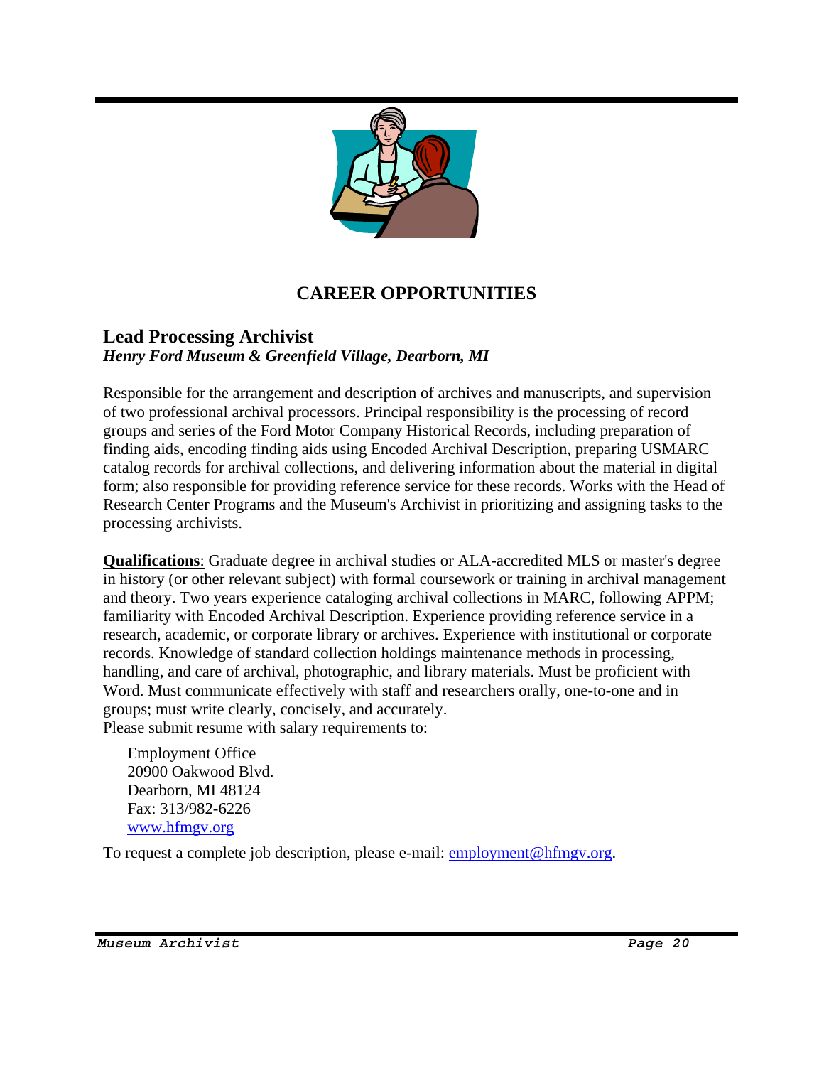# CAREER OPPORTUNITIES

## Lead Processing Archivist

***Henry Ford Museum & Greenfield Village, Dearborn, MI***

Responsible for the arrangement and description of archives and manuscripts, and supervision of two professional archival processors. Principal responsibility is the processing of record groups and series of the Ford Motor Company Historical Records, including preparation of finding aids, encoding finding aids using Encoded Archival Description, preparing USMARC catalog records for archival collections, and delivering information about the material in digital form; also responsible for providing reference service for these records. Works with the Head of Research Center Programs and the Museum's Archivist in prioritizing and assigning tasks to the processing archivists.

**Qualifications**: Graduate degree in archival studies or ALA-accredited MLS or master's degree in history (or other relevant subject) with formal coursework or training in archival management and theory. Two years experience cataloging archival collections in MARC, following APPM; familiarity with Encoded Archival Description. Experience providing reference service in a research, academic, or corporate library or archives. Experience with institutional or corporate records. Knowledge of standard collection holdings maintenance methods in processing, handling, and care of archival, photographic, and library materials. Must be proficient with Word. Must communicate effectively with staff and researchers orally, one-to-one and in groups; must write clearly, concisely, and accurately.
Please submit resume with salary requirements to:

Employment Office
20900 Oakwood Blvd.
Dearborn, MI 48124
Fax: 313/982-6226
www.hfmgv.org

To request a complete job description, please e-mail: employment@hfmgv.org.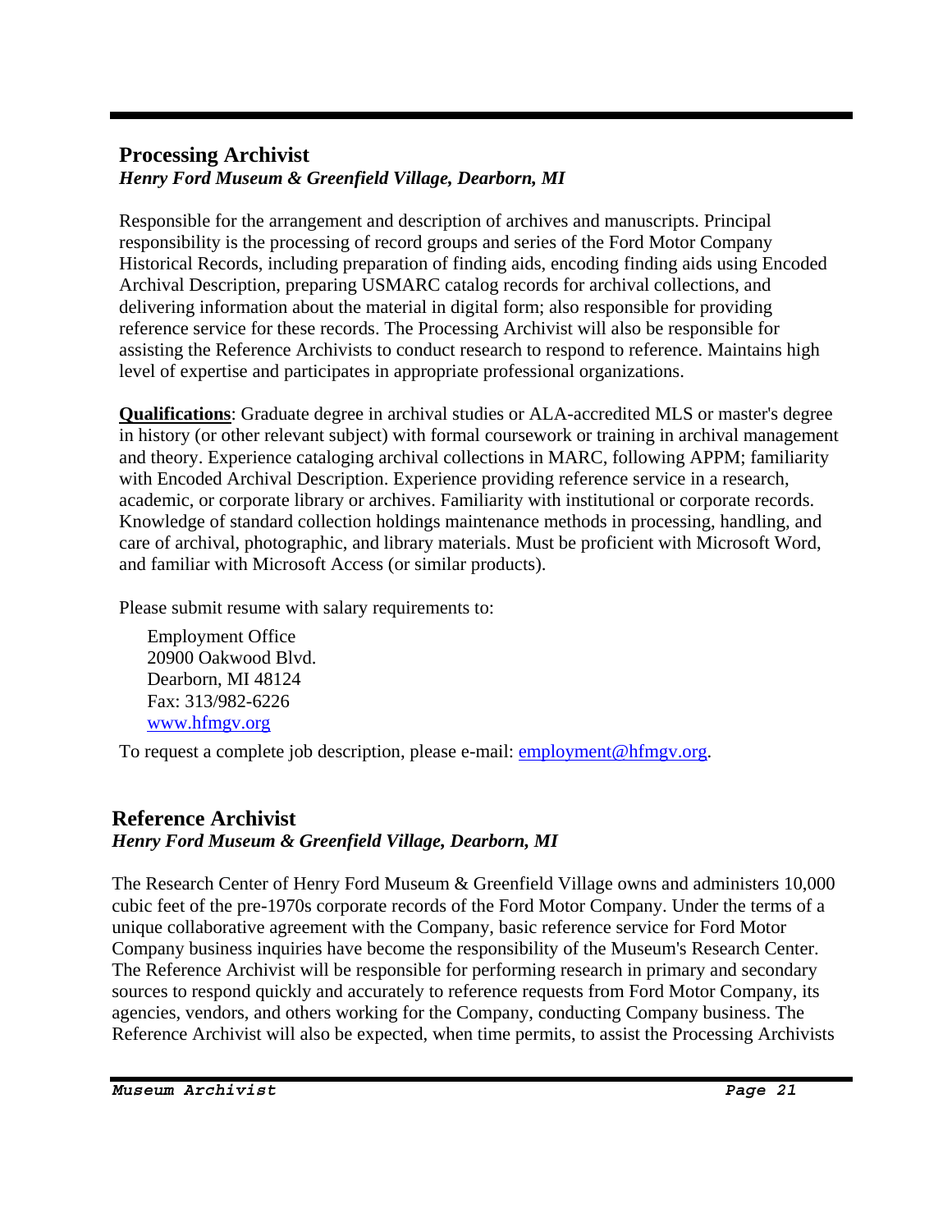## Processing Archivist

***Henry Ford Museum & Greenfield Village, Dearborn, MI***

Responsible for the arrangement and description of archives and manuscripts. Principal responsibility is the processing of record groups and series of the Ford Motor Company Historical Records, including preparation of finding aids, encoding finding aids using Encoded Archival Description, preparing USMARC catalog records for archival collections, and delivering information about the material in digital form; also responsible for providing reference service for these records. The Processing Archivist will also be responsible for assisting the Reference Archivists to conduct research to respond to reference. Maintains high level of expertise and participates in appropriate professional organizations.

**Qualifications**: Graduate degree in archival studies or ALA-accredited MLS or master's degree in history (or other relevant subject) with formal coursework or training in archival management and theory. Experience cataloging archival collections in MARC, following APPM; familiarity with Encoded Archival Description. Experience providing reference service in a research, academic, or corporate library or archives. Familiarity with institutional or corporate records. Knowledge of standard collection holdings maintenance methods in processing, handling, and care of archival, photographic, and library materials. Must be proficient with Microsoft Word, and familiar with Microsoft Access (or similar products).

Please submit resume with salary requirements to:

Employment Office
20900 Oakwood Blvd.
Dearborn, MI 48124
Fax: 313/982-6226
www.hfmgv.org

To request a complete job description, please e-mail: employment@hfmgv.org.

## Reference Archivist

***Henry Ford Museum & Greenfield Village, Dearborn, MI***

The Research Center of Henry Ford Museum & Greenfield Village owns and administers 10,000 cubic feet of the pre-1970s corporate records of the Ford Motor Company. Under the terms of a unique collaborative agreement with the Company, basic reference service for Ford Motor Company business inquiries have become the responsibility of the Museum's Research Center. The Reference Archivist will be responsible for performing research in primary and secondary sources to respond quickly and accurately to reference requests from Ford Motor Company, its agencies, vendors, and others working for the Company, conducting Company business. The Reference Archivist will also be expected, when time permits, to assist the Processing Archivists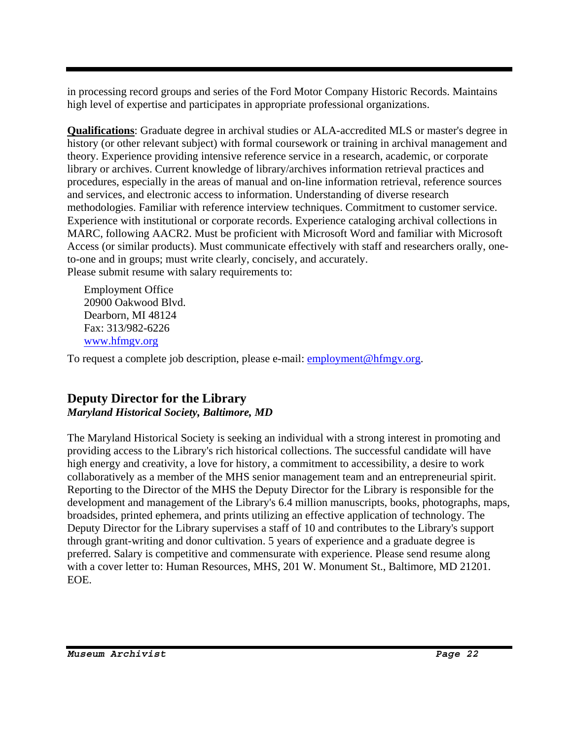in processing record groups and series of the Ford Motor Company Historic Records. Maintains high level of expertise and participates in appropriate professional organizations.

**Qualifications**: Graduate degree in archival studies or ALA-accredited MLS or master's degree in history (or other relevant subject) with formal coursework or training in archival management and theory. Experience providing intensive reference service in a research, academic, or corporate library or archives. Current knowledge of library/archives information retrieval practices and procedures, especially in the areas of manual and on-line information retrieval, reference sources and services, and electronic access to information. Understanding of diverse research methodologies. Familiar with reference interview techniques. Commitment to customer service. Experience with institutional or corporate records. Experience cataloging archival collections in MARC, following AACR2. Must be proficient with Microsoft Word and familiar with Microsoft Access (or similar products). Must communicate effectively with staff and researchers orally, one-to-one and in groups; must write clearly, concisely, and accurately.
Please submit resume with salary requirements to:

Employment Office
20900 Oakwood Blvd.
Dearborn, MI 48124
Fax: 313/982-6226
www.hfmgv.org

To request a complete job description, please e-mail: employment@hfmgv.org.

## Deputy Director for the Library

***Maryland Historical Society, Baltimore, MD***

The Maryland Historical Society is seeking an individual with a strong interest in promoting and providing access to the Library's rich historical collections. The successful candidate will have high energy and creativity, a love for history, a commitment to accessibility, a desire to work collaboratively as a member of the MHS senior management team and an entrepreneurial spirit. Reporting to the Director of the MHS the Deputy Director for the Library is responsible for the development and management of the Library's 6.4 million manuscripts, books, photographs, maps, broadsides, printed ephemera, and prints utilizing an effective application of technology. The Deputy Director for the Library supervises a staff of 10 and contributes to the Library's support through grant-writing and donor cultivation. 5 years of experience and a graduate degree is preferred. Salary is competitive and commensurate with experience. Please send resume along with a cover letter to: Human Resources, MHS, 201 W. Monument St., Baltimore, MD 21201. EOE.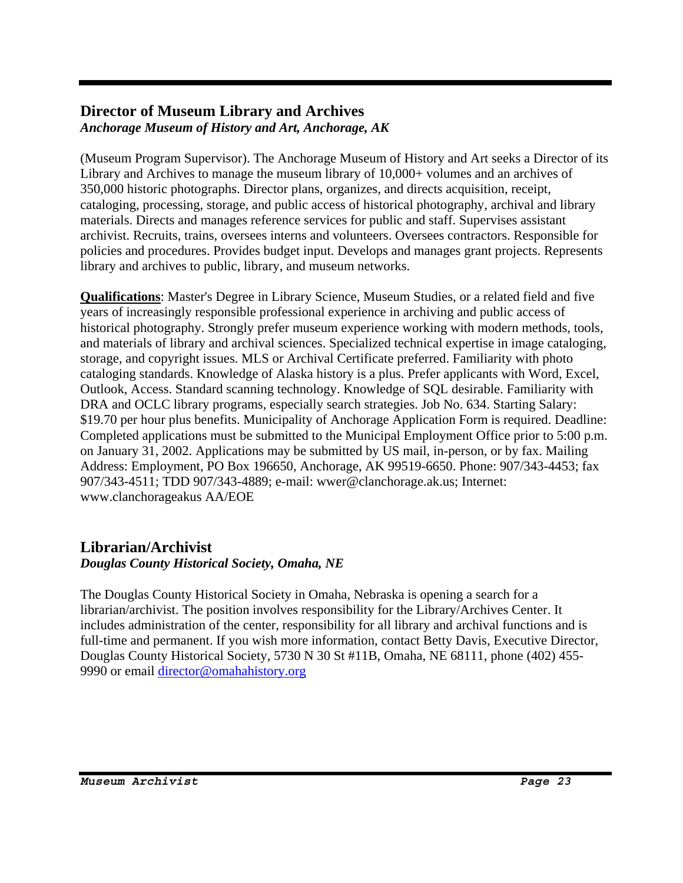## Director of Museum Library and Archives

***Anchorage Museum of History and Art, Anchorage, AK***

(Museum Program Supervisor). The Anchorage Museum of History and Art seeks a Director of its Library and Archives to manage the museum library of 10,000+ volumes and an archives of 350,000 historic photographs. Director plans, organizes, and directs acquisition, receipt, cataloging, processing, storage, and public access of historical photography, archival and library materials. Directs and manages reference services for public and staff. Supervises assistant archivist. Recruits, trains, oversees interns and volunteers. Oversees contractors. Responsible for policies and procedures. Provides budget input. Develops and manages grant projects. Represents library and archives to public, library, and museum networks.

**Qualifications**: Master's Degree in Library Science, Museum Studies, or a related field and five years of increasingly responsible professional experience in archiving and public access of historical photography. Strongly prefer museum experience working with modern methods, tools, and materials of library and archival sciences. Specialized technical expertise in image cataloging, storage, and copyright issues. MLS or Archival Certificate preferred. Familiarity with photo cataloging standards. Knowledge of Alaska history is a plus. Prefer applicants with Word, Excel, Outlook, Access. Standard scanning technology. Knowledge of SQL desirable. Familiarity with DRA and OCLC library programs, especially search strategies. Job No. 634. Starting Salary: $19.70 per hour plus benefits. Municipality of Anchorage Application Form is required. Deadline: Completed applications must be submitted to the Municipal Employment Office prior to 5:00 p.m. on January 31, 2002. Applications may be submitted by US mail, in-person, or by fax. Mailing Address: Employment, PO Box 196650, Anchorage, AK 99519-6650. Phone: 907/343-4453; fax 907/343-4511; TDD 907/343-4889; e-mail: wwer@clanchorage.ak.us; Internet: www.clanchorageakus AA/EOE

## Librarian/Archivist

***Douglas County Historical Society, Omaha, NE***

The Douglas County Historical Society in Omaha, Nebraska is opening a search for a librarian/archivist. The position involves responsibility for the Library/Archives Center. It includes administration of the center, responsibility for all library and archival functions and is full-time and permanent. If you wish more information, contact Betty Davis, Executive Director, Douglas County Historical Society, 5730 N 30 St #11B, Omaha, NE 68111, phone (402) 455-9990 or email director@omahahistory.org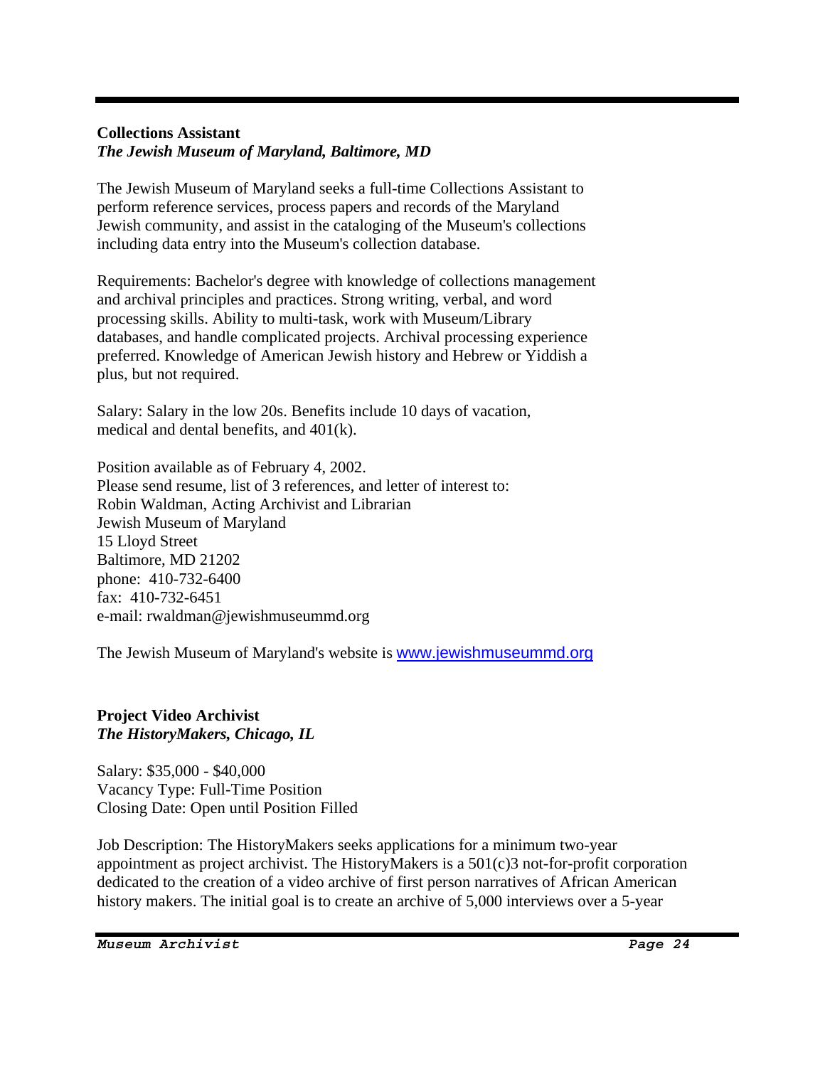---

**Collections Assistant**
***The Jewish Museum of Maryland, Baltimore, MD***

The Jewish Museum of Maryland seeks a full-time Collections Assistant to perform reference services, process papers and records of the Maryland Jewish community, and assist in the cataloging of the Museum's collections including data entry into the Museum's collection database.

Requirements: Bachelor's degree with knowledge of collections management and archival principles and practices. Strong writing, verbal, and word processing skills. Ability to multi-task, work with Museum/Library databases, and handle complicated projects. Archival processing experience preferred. Knowledge of American Jewish history and Hebrew or Yiddish a plus, but not required.

Salary: Salary in the low 20s. Benefits include 10 days of vacation, medical and dental benefits, and 401(k).

Position available as of February 4, 2002.
Please send resume, list of 3 references, and letter of interest to:
Robin Waldman, Acting Archivist and Librarian
Jewish Museum of Maryland
15 Lloyd Street
Baltimore, MD 21202
phone: 410-732-6400
fax: 410-732-6451
e-mail: rwaldman@jewishmuseummd.org

The Jewish Museum of Maryland's website is www.jewishmuseummd.org

**Project Video Archivist**
***The HistoryMakers, Chicago, IL***

Salary: $35,000 - $40,000
Vacancy Type: Full-Time Position
Closing Date: Open until Position Filled

Job Description: The HistoryMakers seeks applications for a minimum two-year appointment as project archivist. The HistoryMakers is a 501(c)3 not-for-profit corporation dedicated to the creation of a video archive of first person narratives of African American history makers. The initial goal is to create an archive of 5,000 interviews over a 5-year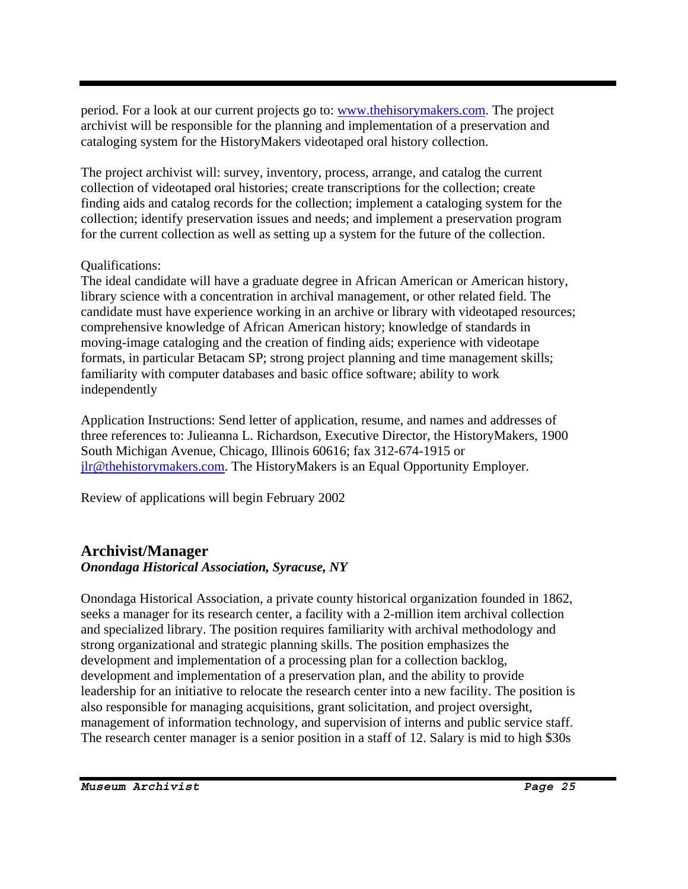period. For a look at our current projects go to: [www.thehisorymakers.com](www.thehisorymakers.com). The project archivist will be responsible for the planning and implementation of a preservation and cataloging system for the HistoryMakers videotaped oral history collection.

The project archivist will: survey, inventory, process, arrange, and catalog the current collection of videotaped oral histories; create transcriptions for the collection; create finding aids and catalog records for the collection; implement a cataloging system for the collection; identify preservation issues and needs; and implement a preservation program for the current collection as well as setting up a system for the future of the collection.

Qualifications:
The ideal candidate will have a graduate degree in African American or American history, library science with a concentration in archival management, or other related field. The candidate must have experience working in an archive or library with videotaped resources; comprehensive knowledge of African American history; knowledge of standards in moving-image cataloging and the creation of finding aids; experience with videotape formats, in particular Betacam SP; strong project planning and time management skills; familiarity with computer databases and basic office software; ability to work independently

Application Instructions: Send letter of application, resume, and names and addresses of three references to: Julieanna L. Richardson, Executive Director, the HistoryMakers, 1900 South Michigan Avenue, Chicago, Illinois 60616; fax 312-674-1915 or [jlr@thehistorymakers.com](mailto:jlr@thehistorymakers.com). The HistoryMakers is an Equal Opportunity Employer.

Review of applications will begin February 2002

## Archivist/Manager

***Onondaga Historical Association, Syracuse, NY***

Onondaga Historical Association, a private county historical organization founded in 1862, seeks a manager for its research center, a facility with a 2-million item archival collection and specialized library. The position requires familiarity with archival methodology and strong organizational and strategic planning skills. The position emphasizes the development and implementation of a processing plan for a collection backlog, development and implementation of a preservation plan, and the ability to provide leadership for an initiative to relocate the research center into a new facility. The position is also responsible for managing acquisitions, grant solicitation, and project oversight, management of information technology, and supervision of interns and public service staff. The research center manager is a senior position in a staff of 12. Salary is mid to high $30s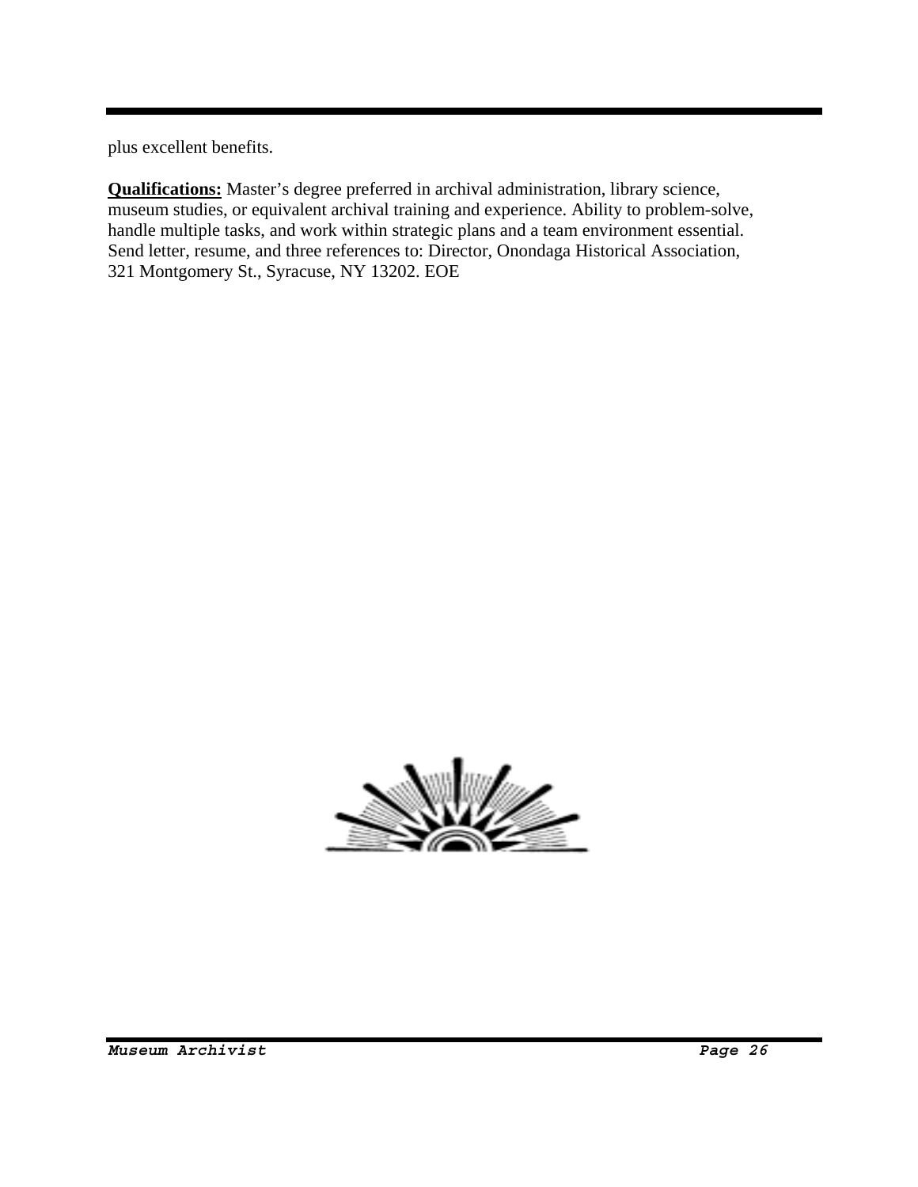plus excellent benefits.

**Qualifications:** Master's degree preferred in archival administration, library science, museum studies, or equivalent archival training and experience. Ability to problem-solve, handle multiple tasks, and work within strategic plans and a team environment essential. Send letter, resume, and three references to: Director, Onondaga Historical Association, 321 Montgomery St., Syracuse, NY 13202. EOE